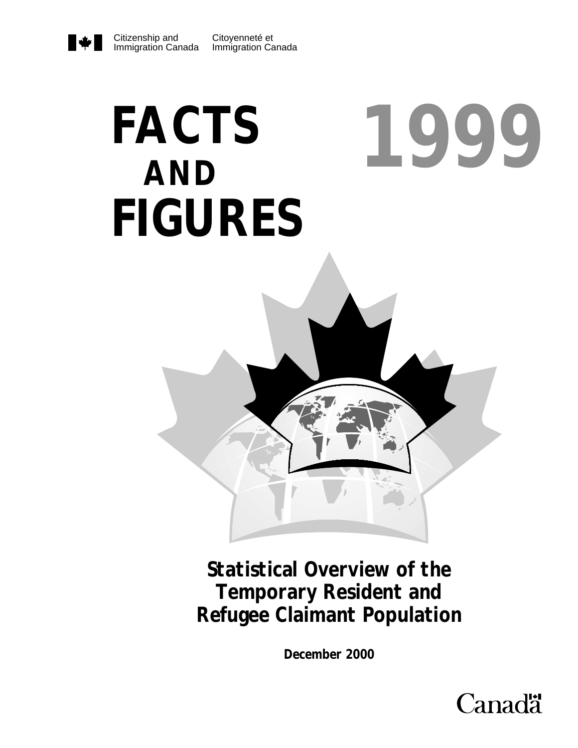Citizenship and Immigration Canada　Citoyenneté et Immigration Canada

# FACTS AND FIGURES 1999

## Statistical Overview of the Temporary Resident and Refugee Claimant Population

**December 2000**

Canada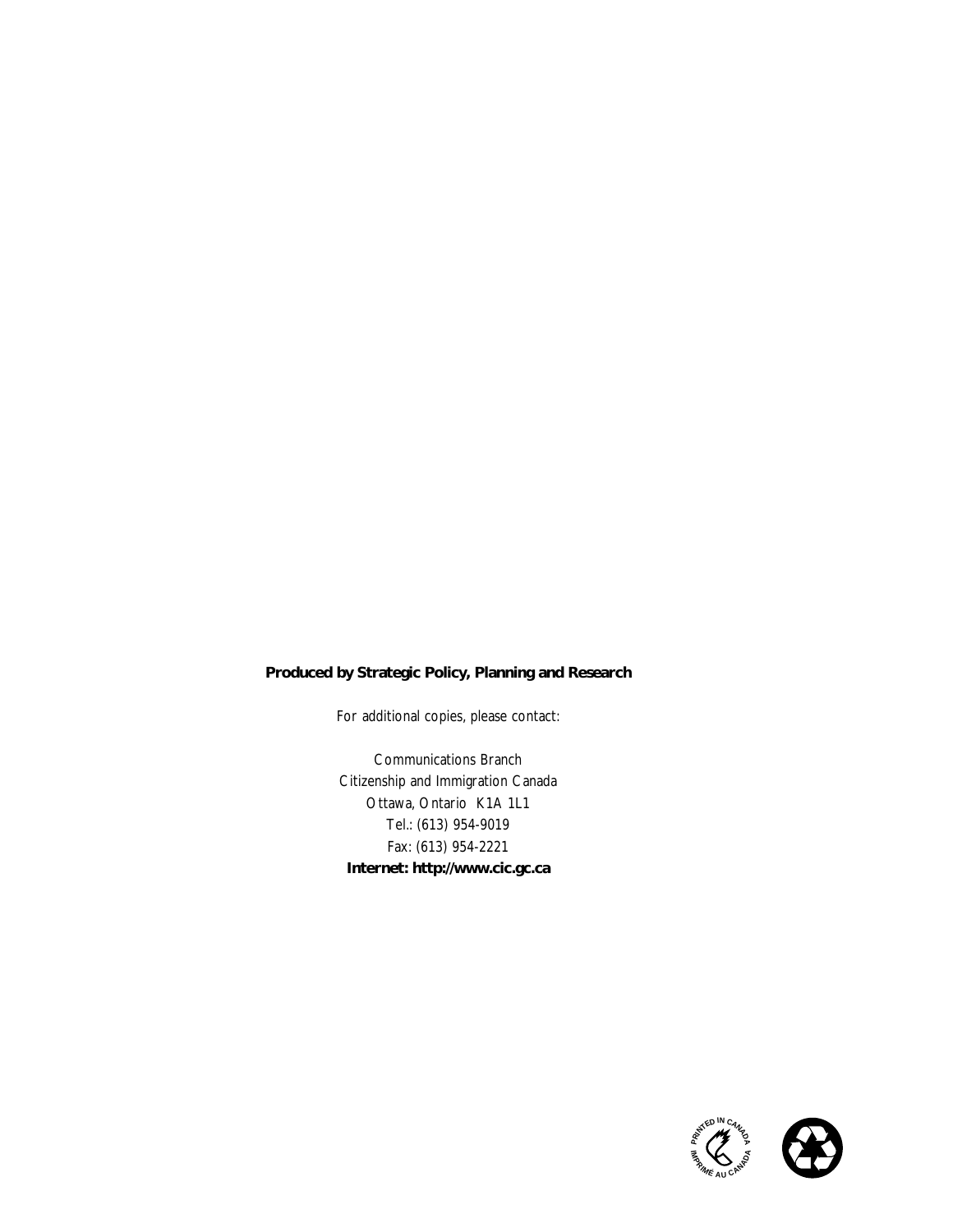**Produced by Strategic Policy, Planning and Research**

For additional copies, please contact:

Communications Branch
Citizenship and Immigration Canada
Ottawa, Ontario K1A 1L1
Tel.: (613) 954-9019
Fax: (613) 954-2221
**Internet: http://www.cic.gc.ca**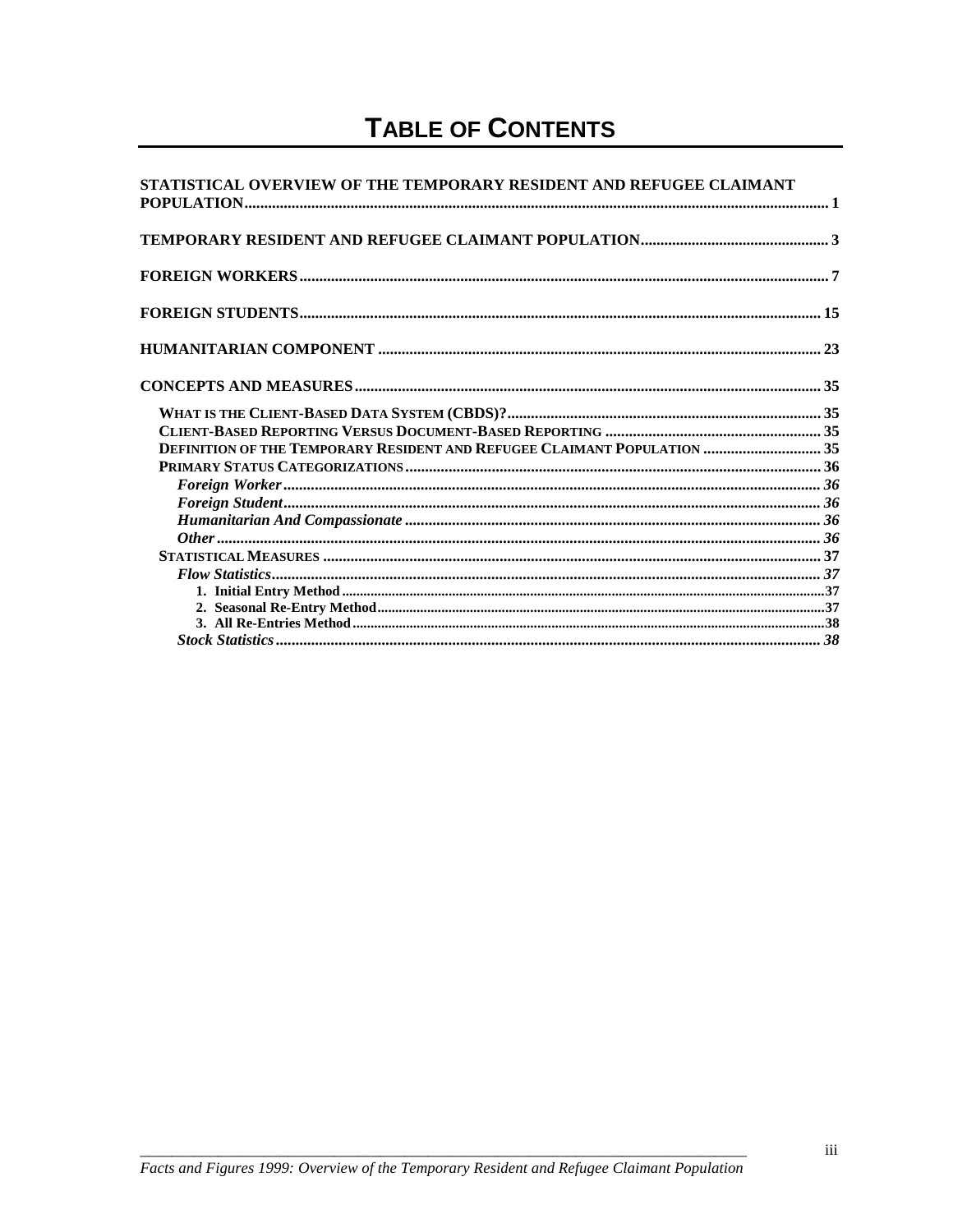# TABLE OF CONTENTS

**STATISTICAL OVERVIEW OF THE TEMPORARY RESIDENT AND REFUGEE CLAIMANT POPULATION** .......... 1

**TEMPORARY RESIDENT AND REFUGEE CLAIMANT POPULATION** .......... 3

**FOREIGN WORKERS** .......... 7

**FOREIGN STUDENTS** .......... 15

**HUMANITARIAN COMPONENT** .......... 23

**CONCEPTS AND MEASURES** .......... 35

- **WHAT IS THE CLIENT-BASED DATA SYSTEM (CBDS)?** .......... 35
- **CLIENT-BASED REPORTING VERSUS DOCUMENT-BASED REPORTING** .......... 35
- **DEFINITION OF THE TEMPORARY RESIDENT AND REFUGEE CLAIMANT POPULATION** .......... 35
- **PRIMARY STATUS CATEGORIZATIONS** .......... 36
  - ***Foreign Worker*** .......... 36
  - ***Foreign Student*** .......... 36
  - ***Humanitarian And Compassionate*** .......... 36
  - ***Other*** .......... 36
- **STATISTICAL MEASURES** .......... 37
  - ***Flow Statistics*** .......... 37
    1. **Initial Entry Method** .......... 37
    2. **Seasonal Re-Entry Method** .......... 37
    3. **All Re-Entries Method** .......... 38
  - ***Stock Statistics*** .......... 38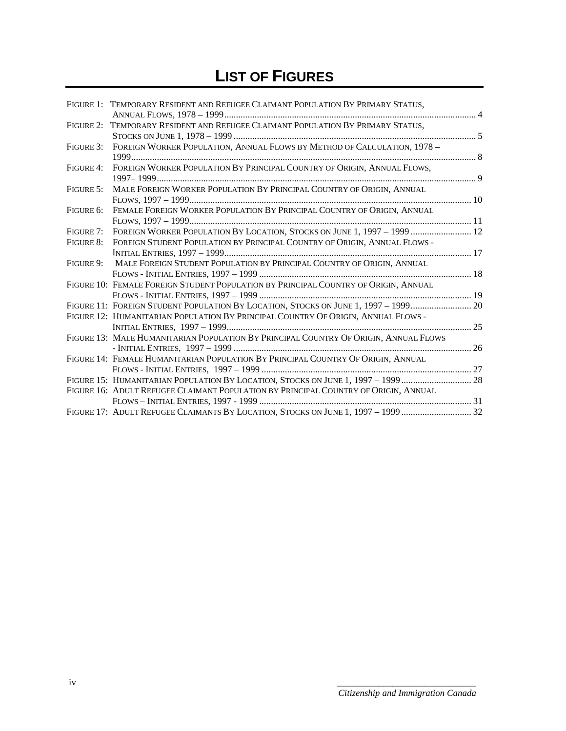# LIST OF FIGURES

FIGURE 1: TEMPORARY RESIDENT AND REFUGEE CLAIMANT POPULATION BY PRIMARY STATUS, ANNUAL FLOWS, 1978 – 1999 ........ 4
FIGURE 2: TEMPORARY RESIDENT AND REFUGEE CLAIMANT POPULATION BY PRIMARY STATUS, STOCKS ON JUNE 1, 1978 – 1999 ........ 5
FIGURE 3: FOREIGN WORKER POPULATION, ANNUAL FLOWS BY METHOD OF CALCULATION, 1978 – 1999 ........ 8
FIGURE 4: FOREIGN WORKER POPULATION BY PRINCIPAL COUNTRY OF ORIGIN, ANNUAL FLOWS, 1997– 1999 ........ 9
FIGURE 5: MALE FOREIGN WORKER POPULATION BY PRINCIPAL COUNTRY OF ORIGIN, ANNUAL FLOWS, 1997 – 1999 ........ 10
FIGURE 6: FEMALE FOREIGN WORKER POPULATION BY PRINCIPAL COUNTRY OF ORIGIN, ANNUAL FLOWS, 1997 – 1999 ........ 11
FIGURE 7: FOREIGN WORKER POPULATION BY LOCATION, STOCKS ON JUNE 1, 1997 – 1999 ........ 12
FIGURE 8: FOREIGN STUDENT POPULATION BY PRINCIPAL COUNTRY OF ORIGIN, ANNUAL FLOWS - INITIAL ENTRIES, 1997 – 1999 ........ 17
FIGURE 9: MALE FOREIGN STUDENT POPULATION BY PRINCIPAL COUNTRY OF ORIGIN, ANNUAL FLOWS - INITIAL ENTRIES, 1997 – 1999 ........ 18
FIGURE 10: FEMALE FOREIGN STUDENT POPULATION BY PRINCIPAL COUNTRY OF ORIGIN, ANNUAL FLOWS - INITIAL ENTRIES, 1997 – 1999 ........ 19
FIGURE 11: FOREIGN STUDENT POPULATION BY LOCATION, STOCKS ON JUNE 1, 1997 – 1999 ........ 20
FIGURE 12: HUMANITARIAN POPULATION BY PRINCIPAL COUNTRY OF ORIGIN, ANNUAL FLOWS - INITIAL ENTRIES, 1997 – 1999 ........ 25
FIGURE 13: MALE HUMANITARIAN POPULATION BY PRINCIPAL COUNTRY OF ORIGIN, ANNUAL FLOWS - INITIAL ENTRIES, 1997 – 1999 ........ 26
FIGURE 14: FEMALE HUMANITARIAN POPULATION BY PRINCIPAL COUNTRY OF ORIGIN, ANNUAL FLOWS - INITIAL ENTRIES, 1997 – 1999 ........ 27
FIGURE 15: HUMANITARIAN POPULATION BY LOCATION, STOCKS ON JUNE 1, 1997 – 1999 ........ 28
FIGURE 16: ADULT REFUGEE CLAIMANT POPULATION BY PRINCIPAL COUNTRY OF ORIGIN, ANNUAL FLOWS – INITIAL ENTRIES, 1997 - 1999 ........ 31
FIGURE 17: ADULT REFUGEE CLAIMANTS BY LOCATION, STOCKS ON JUNE 1, 1997 – 1999 ........ 32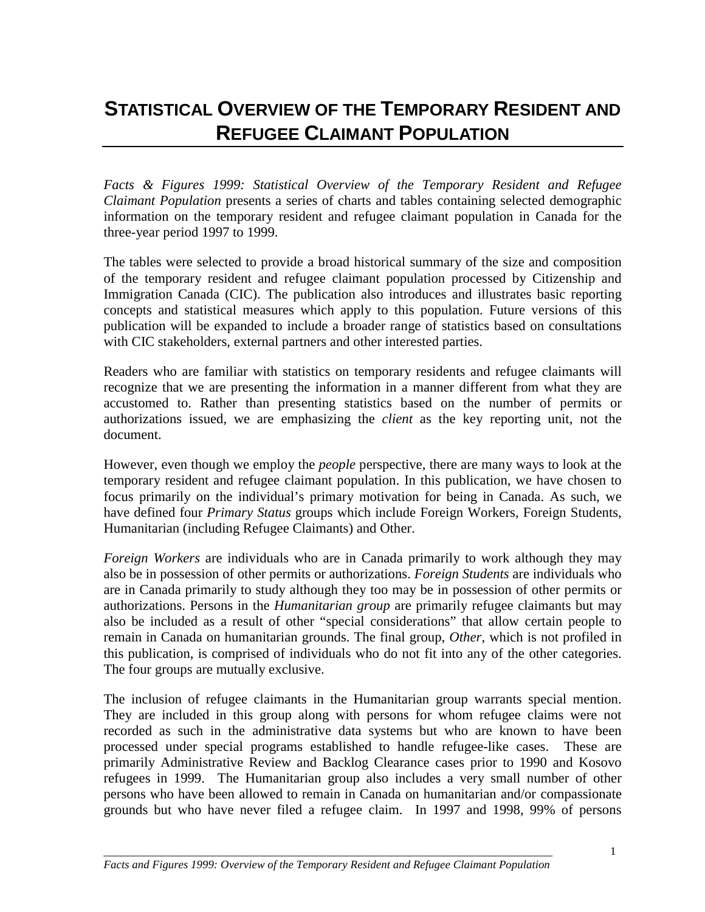# STATISTICAL OVERVIEW OF THE TEMPORARY RESIDENT AND REFUGEE CLAIMANT POPULATION

*Facts & Figures 1999: Statistical Overview of the Temporary Resident and Refugee Claimant Population* presents a series of charts and tables containing selected demographic information on the temporary resident and refugee claimant population in Canada for the three-year period 1997 to 1999.

The tables were selected to provide a broad historical summary of the size and composition of the temporary resident and refugee claimant population processed by Citizenship and Immigration Canada (CIC). The publication also introduces and illustrates basic reporting concepts and statistical measures which apply to this population. Future versions of this publication will be expanded to include a broader range of statistics based on consultations with CIC stakeholders, external partners and other interested parties.

Readers who are familiar with statistics on temporary residents and refugee claimants will recognize that we are presenting the information in a manner different from what they are accustomed to. Rather than presenting statistics based on the number of permits or authorizations issued, we are emphasizing the *client* as the key reporting unit, not the document.

However, even though we employ the *people* perspective, there are many ways to look at the temporary resident and refugee claimant population. In this publication, we have chosen to focus primarily on the individual's primary motivation for being in Canada. As such, we have defined four *Primary Status* groups which include Foreign Workers, Foreign Students, Humanitarian (including Refugee Claimants) and Other.

*Foreign Workers* are individuals who are in Canada primarily to work although they may also be in possession of other permits or authorizations. *Foreign Students* are individuals who are in Canada primarily to study although they too may be in possession of other permits or authorizations. Persons in the *Humanitarian group* are primarily refugee claimants but may also be included as a result of other "special considerations" that allow certain people to remain in Canada on humanitarian grounds. The final group, *Other*, which is not profiled in this publication, is comprised of individuals who do not fit into any of the other categories. The four groups are mutually exclusive.

The inclusion of refugee claimants in the Humanitarian group warrants special mention. They are included in this group along with persons for whom refugee claims were not recorded as such in the administrative data systems but who are known to have been processed under special programs established to handle refugee-like cases. These are primarily Administrative Review and Backlog Clearance cases prior to 1990 and Kosovo refugees in 1999. The Humanitarian group also includes a very small number of other persons who have been allowed to remain in Canada on humanitarian and/or compassionate grounds but who have never filed a refugee claim. In 1997 and 1998, 99% of persons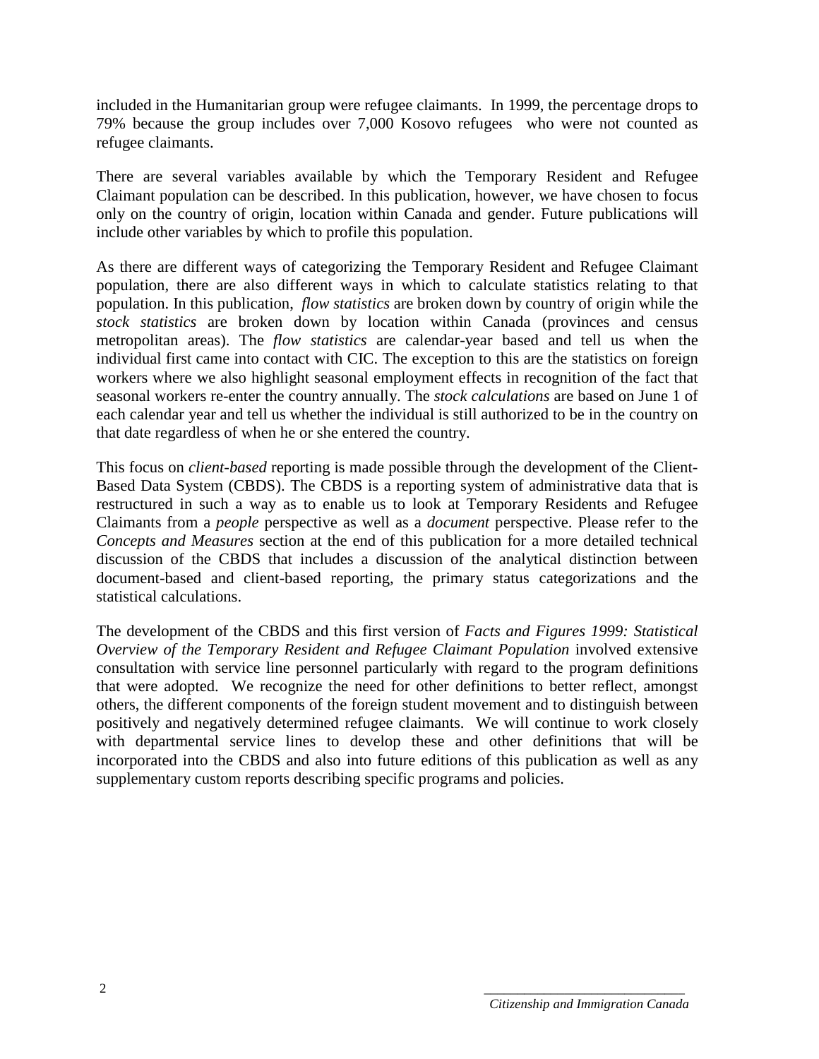included in the Humanitarian group were refugee claimants. In 1999, the percentage drops to 79% because the group includes over 7,000 Kosovo refugees who were not counted as refugee claimants.

There are several variables available by which the Temporary Resident and Refugee Claimant population can be described. In this publication, however, we have chosen to focus only on the country of origin, location within Canada and gender. Future publications will include other variables by which to profile this population.

As there are different ways of categorizing the Temporary Resident and Refugee Claimant population, there are also different ways in which to calculate statistics relating to that population. In this publication, *flow statistics* are broken down by country of origin while the *stock statistics* are broken down by location within Canada (provinces and census metropolitan areas). The *flow statistics* are calendar-year based and tell us when the individual first came into contact with CIC. The exception to this are the statistics on foreign workers where we also highlight seasonal employment effects in recognition of the fact that seasonal workers re-enter the country annually. The *stock calculations* are based on June 1 of each calendar year and tell us whether the individual is still authorized to be in the country on that date regardless of when he or she entered the country.

This focus on *client-based* reporting is made possible through the development of the Client-Based Data System (CBDS). The CBDS is a reporting system of administrative data that is restructured in such a way as to enable us to look at Temporary Residents and Refugee Claimants from a *people* perspective as well as a *document* perspective. Please refer to the *Concepts and Measures* section at the end of this publication for a more detailed technical discussion of the CBDS that includes a discussion of the analytical distinction between document-based and client-based reporting, the primary status categorizations and the statistical calculations.

The development of the CBDS and this first version of *Facts and Figures 1999: Statistical Overview of the Temporary Resident and Refugee Claimant Population* involved extensive consultation with service line personnel particularly with regard to the program definitions that were adopted. We recognize the need for other definitions to better reflect, amongst others, the different components of the foreign student movement and to distinguish between positively and negatively determined refugee claimants. We will continue to work closely with departmental service lines to develop these and other definitions that will be incorporated into the CBDS and also into future editions of this publication as well as any supplementary custom reports describing specific programs and policies.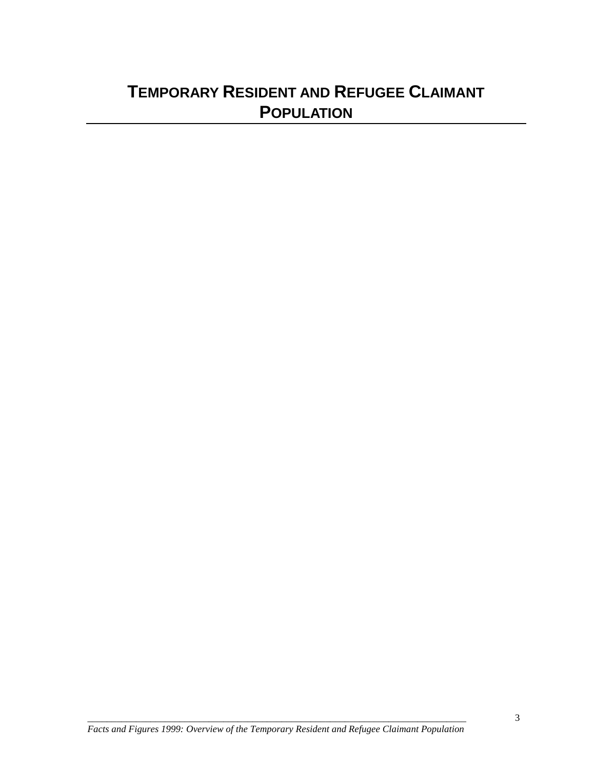# TEMPORARY RESIDENT AND REFUGEE CLAIMANT POPULATION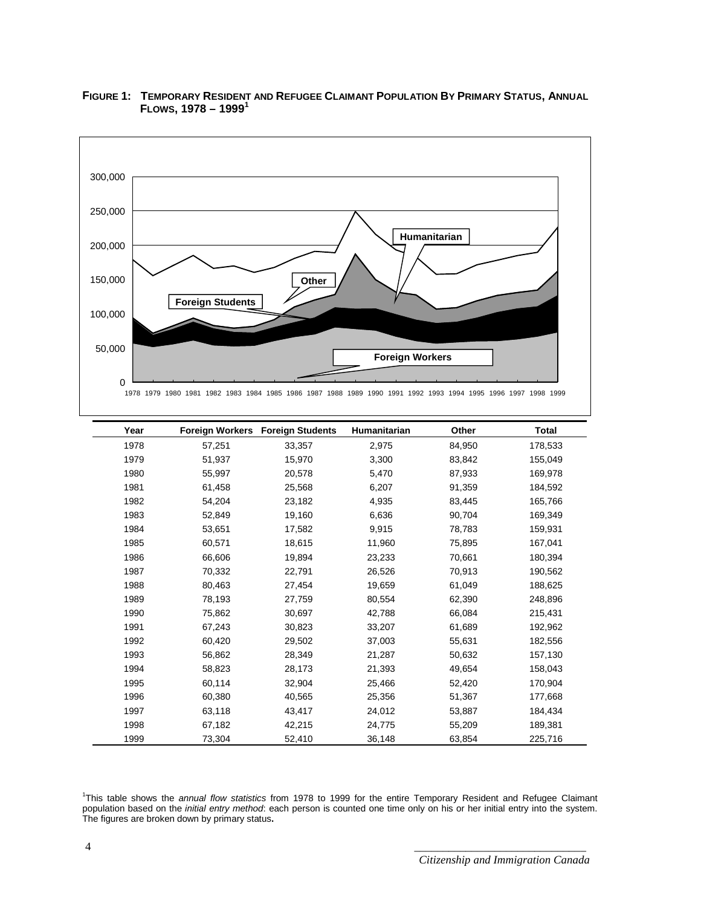**FIGURE 1: TEMPORARY RESIDENT AND REFUGEE CLAIMANT POPULATION BY PRIMARY STATUS, ANNUAL FLOWS, 1978 – 1999[1]**

| Year | Foreign Workers | Foreign Students | Humanitarian | Other | Total |
|---|---|---|---|---|---|
| 1978 | 57,251 | 33,357 | 2,975 | 84,950 | 178,533 |
| 1979 | 51,937 | 15,970 | 3,300 | 83,842 | 155,049 |
| 1980 | 55,997 | 20,578 | 5,470 | 87,933 | 169,978 |
| 1981 | 61,458 | 25,568 | 6,207 | 91,359 | 184,592 |
| 1982 | 54,204 | 23,182 | 4,935 | 83,445 | 165,766 |
| 1983 | 52,849 | 19,160 | 6,636 | 90,704 | 169,349 |
| 1984 | 53,651 | 17,582 | 9,915 | 78,783 | 159,931 |
| 1985 | 60,571 | 18,615 | 11,960 | 75,895 | 167,041 |
| 1986 | 66,606 | 19,894 | 23,233 | 70,661 | 180,394 |
| 1987 | 70,332 | 22,791 | 26,526 | 70,913 | 190,562 |
| 1988 | 80,463 | 27,454 | 19,659 | 61,049 | 188,625 |
| 1989 | 78,193 | 27,759 | 80,554 | 62,390 | 248,896 |
| 1990 | 75,862 | 30,697 | 42,788 | 66,084 | 215,431 |
| 1991 | 67,243 | 30,823 | 33,207 | 61,689 | 192,962 |
| 1992 | 60,420 | 29,502 | 37,003 | 55,631 | 182,556 |
| 1993 | 56,862 | 28,349 | 21,287 | 50,632 | 157,130 |
| 1994 | 58,823 | 28,173 | 21,393 | 49,654 | 158,043 |
| 1995 | 60,114 | 32,904 | 25,466 | 52,420 | 170,904 |
| 1996 | 60,380 | 40,565 | 25,356 | 51,367 | 177,668 |
| 1997 | 63,118 | 43,417 | 24,012 | 53,887 | 184,434 |
| 1998 | 67,182 | 42,215 | 24,775 | 55,209 | 189,381 |
| 1999 | 73,304 | 52,410 | 36,148 | 63,854 | 225,716 |

[1]This table shows the *annual flow statistics* from 1978 to 1999 for the entire Temporary Resident and Refugee Claimant population based on the *initial entry method*: each person is counted one time only on his or her initial entry into the system. The figures are broken down by primary status**.**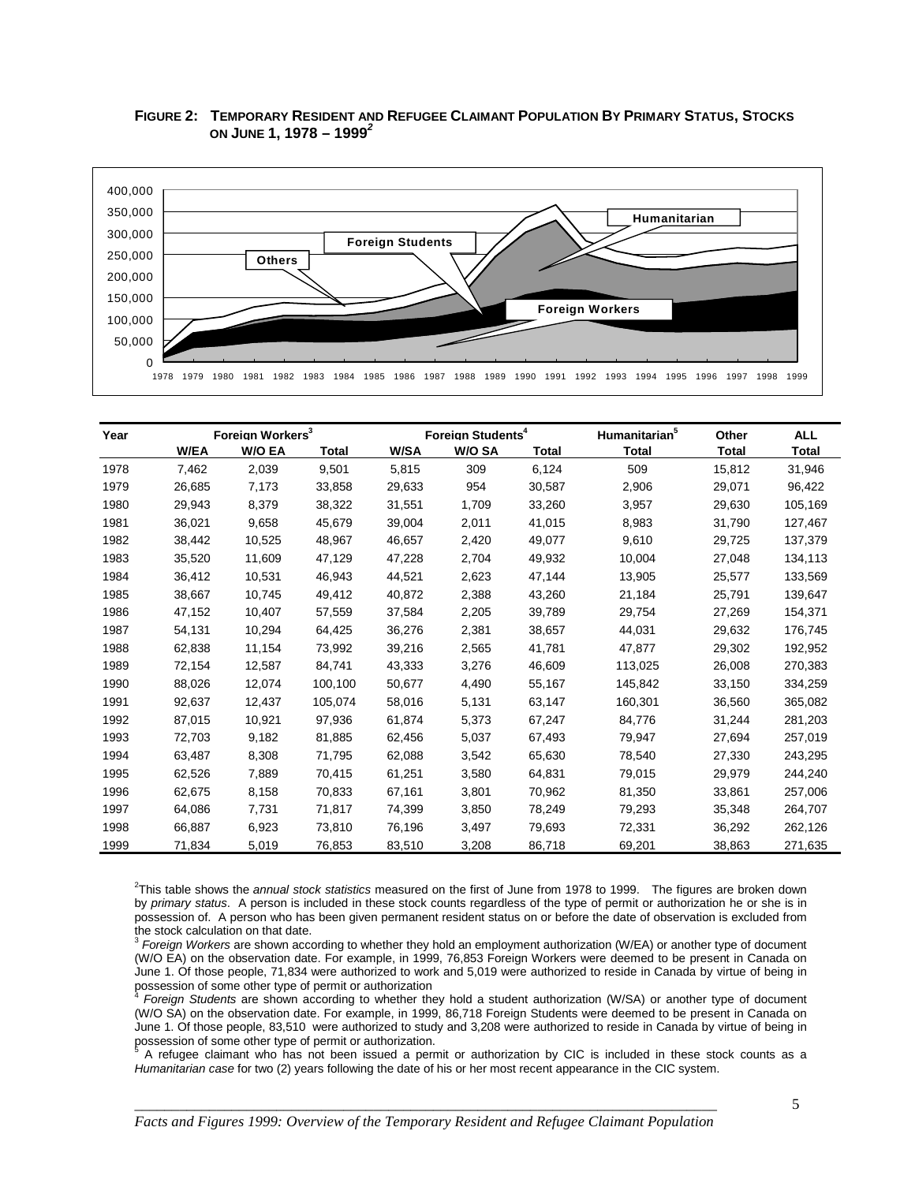**FIGURE 2: TEMPORARY RESIDENT AND REFUGEE CLAIMANT POPULATION BY PRIMARY STATUS, STOCKS ON JUNE 1, 1978 – 1999[2]**

| Year | Foreign Workers[3] | | | Foreign Students[4] | | | Humanitarian[5] | Other | ALL |
|---|---|---|---|---|---|---|---|---|---|
| | W/EA | W/O EA | Total | W/SA | W/O SA | Total | Total | Total | Total |
| 1978 | 7,462 | 2,039 | 9,501 | 5,815 | 309 | 6,124 | 509 | 15,812 | 31,946 |
| 1979 | 26,685 | 7,173 | 33,858 | 29,633 | 954 | 30,587 | 2,906 | 29,071 | 96,422 |
| 1980 | 29,943 | 8,379 | 38,322 | 31,551 | 1,709 | 33,260 | 3,957 | 29,630 | 105,169 |
| 1981 | 36,021 | 9,658 | 45,679 | 39,004 | 2,011 | 41,015 | 8,983 | 31,790 | 127,467 |
| 1982 | 38,442 | 10,525 | 48,967 | 46,657 | 2,420 | 49,077 | 9,610 | 29,725 | 137,379 |
| 1983 | 35,520 | 11,609 | 47,129 | 47,228 | 2,704 | 49,932 | 10,004 | 27,048 | 134,113 |
| 1984 | 36,412 | 10,531 | 46,943 | 44,521 | 2,623 | 47,144 | 13,905 | 25,577 | 133,569 |
| 1985 | 38,667 | 10,745 | 49,412 | 40,872 | 2,388 | 43,260 | 21,184 | 25,791 | 139,647 |
| 1986 | 47,152 | 10,407 | 57,559 | 37,584 | 2,205 | 39,789 | 29,754 | 27,269 | 154,371 |
| 1987 | 54,131 | 10,294 | 64,425 | 36,276 | 2,381 | 38,657 | 44,031 | 29,632 | 176,745 |
| 1988 | 62,838 | 11,154 | 73,992 | 39,216 | 2,565 | 41,781 | 47,877 | 29,302 | 192,952 |
| 1989 | 72,154 | 12,587 | 84,741 | 43,333 | 3,276 | 46,609 | 113,025 | 26,008 | 270,383 |
| 1990 | 88,026 | 12,074 | 100,100 | 50,677 | 4,490 | 55,167 | 145,842 | 33,150 | 334,259 |
| 1991 | 92,637 | 12,437 | 105,074 | 58,016 | 5,131 | 63,147 | 160,301 | 36,560 | 365,082 |
| 1992 | 87,015 | 10,921 | 97,936 | 61,874 | 5,373 | 67,247 | 84,776 | 31,244 | 281,203 |
| 1993 | 72,703 | 9,182 | 81,885 | 62,456 | 5,037 | 67,493 | 79,947 | 27,694 | 257,019 |
| 1994 | 63,487 | 8,308 | 71,795 | 62,088 | 3,542 | 65,630 | 78,540 | 27,330 | 243,295 |
| 1995 | 62,526 | 7,889 | 70,415 | 61,251 | 3,580 | 64,831 | 79,015 | 29,979 | 244,240 |
| 1996 | 62,675 | 8,158 | 70,833 | 67,161 | 3,801 | 70,962 | 81,350 | 33,861 | 257,006 |
| 1997 | 64,086 | 7,731 | 71,817 | 74,399 | 3,850 | 78,249 | 79,293 | 35,348 | 264,707 |
| 1998 | 66,887 | 6,923 | 73,810 | 76,196 | 3,497 | 79,693 | 72,331 | 36,292 | 262,126 |
| 1999 | 71,834 | 5,019 | 76,853 | 83,510 | 3,208 | 86,718 | 69,201 | 38,863 | 271,635 |

[2]This table shows the *annual stock statistics* measured on the first of June from 1978 to 1999. The figures are broken down by *primary status*. A person is included in these stock counts regardless of the type of permit or authorization he or she is in possession of. A person who has been given permanent resident status on or before the date of observation is excluded from the stock calculation on that date.

[3] *Foreign Workers* are shown according to whether they hold an employment authorization (W/EA) or another type of document (W/O EA) on the observation date. For example, in 1999, 76,853 Foreign Workers were deemed to be present in Canada on June 1. Of those people, 71,834 were authorized to work and 5,019 were authorized to reside in Canada by virtue of being in possession of some other type of permit or authorization

[4] *Foreign Students* are shown according to whether they hold a student authorization (W/SA) or another type of document (W/O SA) on the observation date. For example, in 1999, 86,718 Foreign Students were deemed to be present in Canada on June 1. Of those people, 83,510 were authorized to study and 3,208 were authorized to reside in Canada by virtue of being in possession of some other type of permit or authorization.

[5] A refugee claimant who has not been issued a permit or authorization by CIC is included in these stock counts as a *Humanitarian case* for two (2) years following the date of his or her most recent appearance in the CIC system.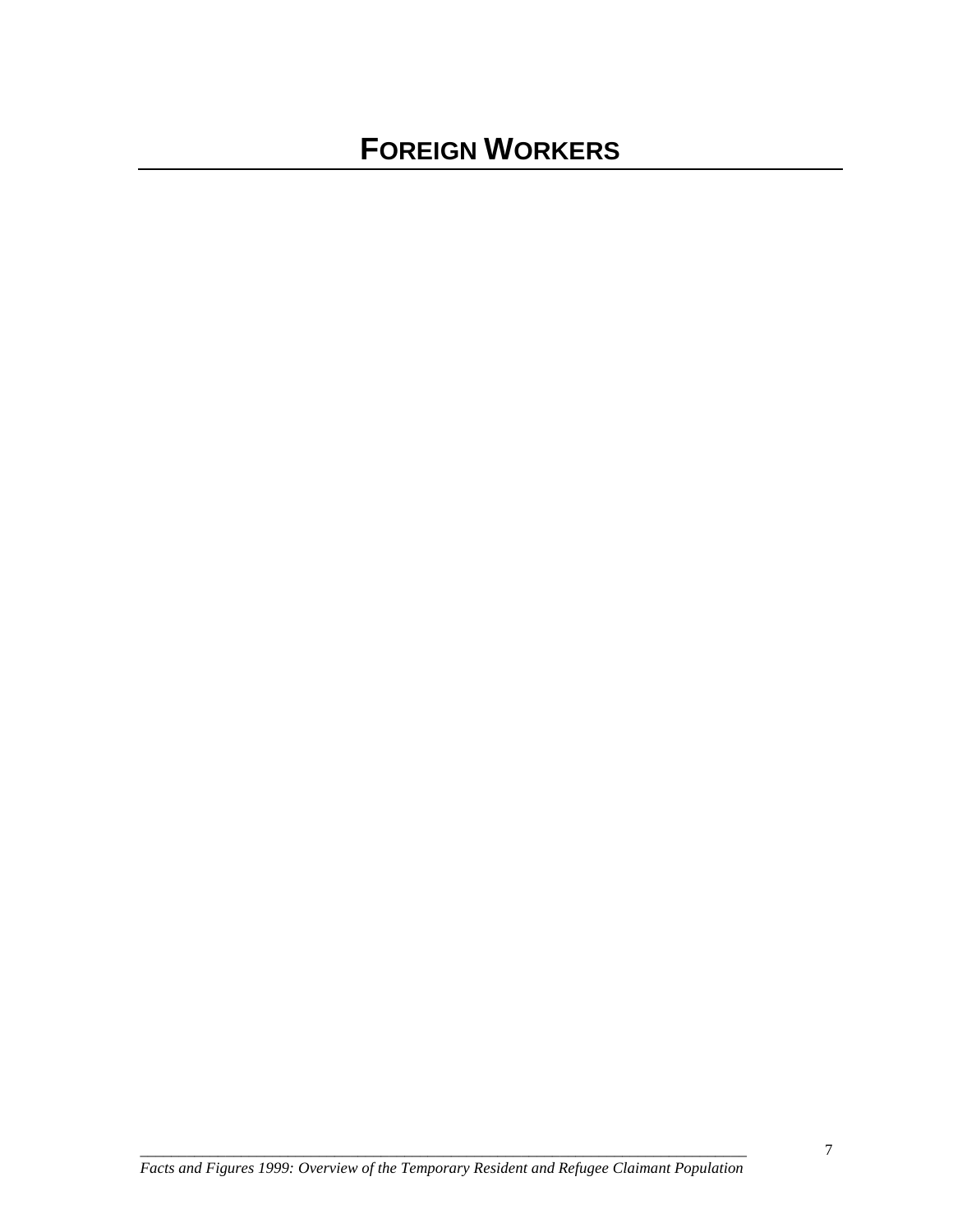# FOREIGN WORKERS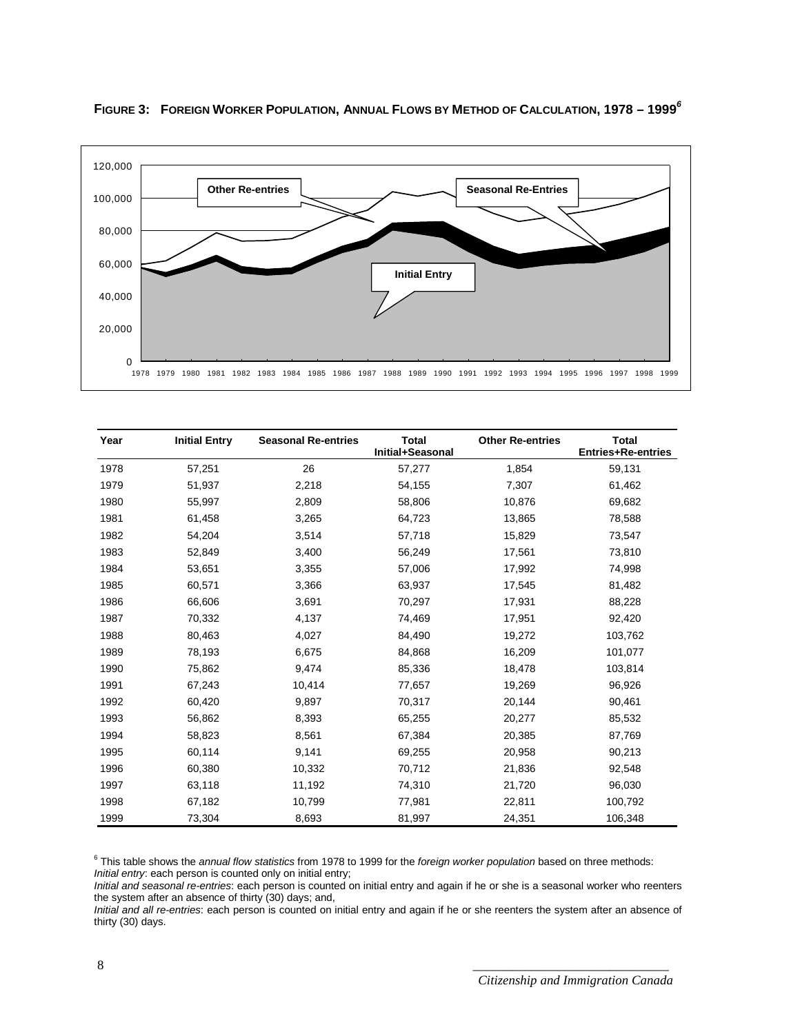**FIGURE 3: FOREIGN WORKER POPULATION, ANNUAL FLOWS BY METHOD OF CALCULATION, 1978 – 1999**[6]

| Year | Initial Entry | Seasonal Re-entries | Total Initial+Seasonal | Other Re-entries | Total Entries+Re-entries |
|---|---|---|---|---|---|
| 1978 | 57,251 | 26 | 57,277 | 1,854 | 59,131 |
| 1979 | 51,937 | 2,218 | 54,155 | 7,307 | 61,462 |
| 1980 | 55,997 | 2,809 | 58,806 | 10,876 | 69,682 |
| 1981 | 61,458 | 3,265 | 64,723 | 13,865 | 78,588 |
| 1982 | 54,204 | 3,514 | 57,718 | 15,829 | 73,547 |
| 1983 | 52,849 | 3,400 | 56,249 | 17,561 | 73,810 |
| 1984 | 53,651 | 3,355 | 57,006 | 17,992 | 74,998 |
| 1985 | 60,571 | 3,366 | 63,937 | 17,545 | 81,482 |
| 1986 | 66,606 | 3,691 | 70,297 | 17,931 | 88,228 |
| 1987 | 70,332 | 4,137 | 74,469 | 17,951 | 92,420 |
| 1988 | 80,463 | 4,027 | 84,490 | 19,272 | 103,762 |
| 1989 | 78,193 | 6,675 | 84,868 | 16,209 | 101,077 |
| 1990 | 75,862 | 9,474 | 85,336 | 18,478 | 103,814 |
| 1991 | 67,243 | 10,414 | 77,657 | 19,269 | 96,926 |
| 1992 | 60,420 | 9,897 | 70,317 | 20,144 | 90,461 |
| 1993 | 56,862 | 8,393 | 65,255 | 20,277 | 85,532 |
| 1994 | 58,823 | 8,561 | 67,384 | 20,385 | 87,769 |
| 1995 | 60,114 | 9,141 | 69,255 | 20,958 | 90,213 |
| 1996 | 60,380 | 10,332 | 70,712 | 21,836 | 92,548 |
| 1997 | 63,118 | 11,192 | 74,310 | 21,720 | 96,030 |
| 1998 | 67,182 | 10,799 | 77,981 | 22,811 | 100,792 |
| 1999 | 73,304 | 8,693 | 81,997 | 24,351 | 106,348 |

[6] This table shows the *annual flow statistics* from 1978 to 1999 for the *foreign worker population* based on three methods:
*Initial entry*: each person is counted only on initial entry;
*Initial and seasonal re-entries*: each person is counted on initial entry and again if he or she is a seasonal worker who reenters the system after an absence of thirty (30) days; and,
*Initial and all re-entries*: each person is counted on initial entry and again if he or she reenters the system after an absence of thirty (30) days.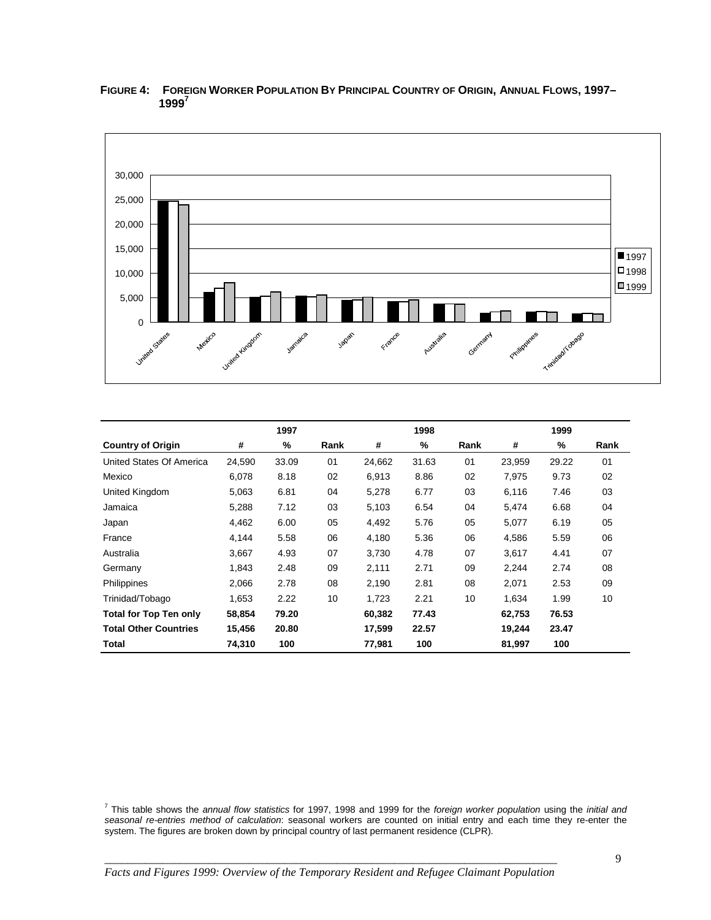**FIGURE 4: FOREIGN WORKER POPULATION BY PRINCIPAL COUNTRY OF ORIGIN, ANNUAL FLOWS, 1997–1999**[7]

| | 1997 | | | 1998 | | | 1999 | | |
|---|---|---|---|---|---|---|---|---|---|
| **Country of Origin** | **#** | **%** | **Rank** | **#** | **%** | **Rank** | **#** | **%** | **Rank** |
| United States Of America | 24,590 | 33.09 | 01 | 24,662 | 31.63 | 01 | 23,959 | 29.22 | 01 |
| Mexico | 6,078 | 8.18 | 02 | 6,913 | 8.86 | 02 | 7,975 | 9.73 | 02 |
| United Kingdom | 5,063 | 6.81 | 04 | 5,278 | 6.77 | 03 | 6,116 | 7.46 | 03 |
| Jamaica | 5,288 | 7.12 | 03 | 5,103 | 6.54 | 04 | 5,474 | 6.68 | 04 |
| Japan | 4,462 | 6.00 | 05 | 4,492 | 5.76 | 05 | 5,077 | 6.19 | 05 |
| France | 4,144 | 5.58 | 06 | 4,180 | 5.36 | 06 | 4,586 | 5.59 | 06 |
| Australia | 3,667 | 4.93 | 07 | 3,730 | 4.78 | 07 | 3,617 | 4.41 | 07 |
| Germany | 1,843 | 2.48 | 09 | 2,111 | 2.71 | 09 | 2,244 | 2.74 | 08 |
| Philippines | 2,066 | 2.78 | 08 | 2,190 | 2.81 | 08 | 2,071 | 2.53 | 09 |
| Trinidad/Tobago | 1,653 | 2.22 | 10 | 1,723 | 2.21 | 10 | 1,634 | 1.99 | 10 |
| **Total for Top Ten only** | **58,854** | **79.20** | | **60,382** | **77.43** | | **62,753** | **76.53** | |
| **Total Other Countries** | **15,456** | **20.80** | | **17,599** | **22.57** | | **19,244** | **23.47** | |
| **Total** | **74,310** | **100** | | **77,981** | **100** | | **81,997** | **100** | |

[7] This table shows the *annual flow statistics* for 1997, 1998 and 1999 for the *foreign worker population* using the *initial and seasonal re-entries method of calculation*: seasonal workers are counted on initial entry and each time they re-enter the system. The figures are broken down by principal country of last permanent residence (CLPR).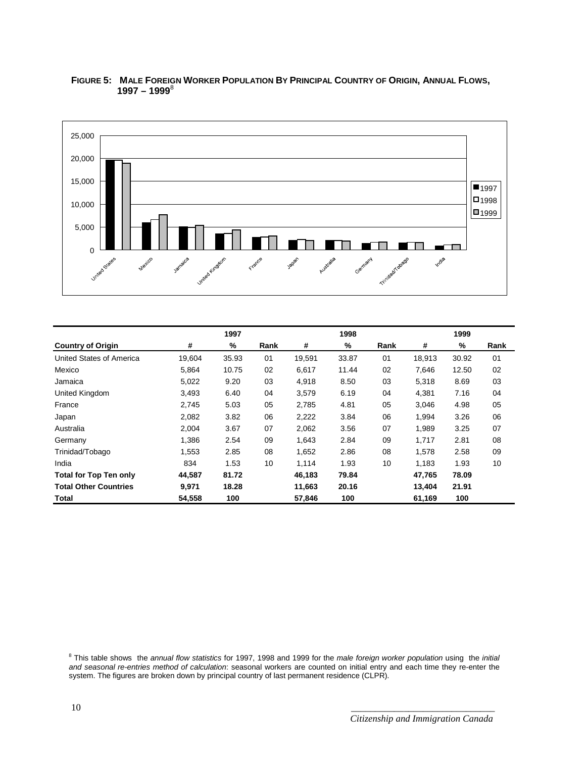**FIGURE 5: MALE FOREIGN WORKER POPULATION BY PRINCIPAL COUNTRY OF ORIGIN, ANNUAL FLOWS, 1997 – 1999**[8]

| | 1997 | | | 1998 | | | 1999 | | |
|---|---|---|---|---|---|---|---|---|---|
| **Country of Origin** | **#** | **%** | **Rank** | **#** | **%** | **Rank** | **#** | **%** | **Rank** |
| United States of America | 19,604 | 35.93 | 01 | 19,591 | 33.87 | 01 | 18,913 | 30.92 | 01 |
| Mexico | 5,864 | 10.75 | 02 | 6,617 | 11.44 | 02 | 7,646 | 12.50 | 02 |
| Jamaica | 5,022 | 9.20 | 03 | 4,918 | 8.50 | 03 | 5,318 | 8.69 | 03 |
| United Kingdom | 3,493 | 6.40 | 04 | 3,579 | 6.19 | 04 | 4,381 | 7.16 | 04 |
| France | 2,745 | 5.03 | 05 | 2,785 | 4.81 | 05 | 3,046 | 4.98 | 05 |
| Japan | 2,082 | 3.82 | 06 | 2,222 | 3.84 | 06 | 1,994 | 3.26 | 06 |
| Australia | 2,004 | 3.67 | 07 | 2,062 | 3.56 | 07 | 1,989 | 3.25 | 07 |
| Germany | 1,386 | 2.54 | 09 | 1,643 | 2.84 | 09 | 1,717 | 2.81 | 08 |
| Trinidad/Tobago | 1,553 | 2.85 | 08 | 1,652 | 2.86 | 08 | 1,578 | 2.58 | 09 |
| India | 834 | 1.53 | 10 | 1,114 | 1.93 | 10 | 1,183 | 1.93 | 10 |
| **Total for Top Ten only** | **44,587** | **81.72** | | **46,183** | **79.84** | | **47,765** | **78.09** | |
| **Total Other Countries** | **9,971** | **18.28** | | **11,663** | **20.16** | | **13,404** | **21.91** | |
| **Total** | **54,558** | **100** | | **57,846** | **100** | | **61,169** | **100** | |

[8] This table shows the *annual flow statistics* for 1997, 1998 and 1999 for the *male foreign worker population* using the *initial and seasonal re-entries method of calculation*: seasonal workers are counted on initial entry and each time they re-enter the system. The figures are broken down by principal country of last permanent residence (CLPR).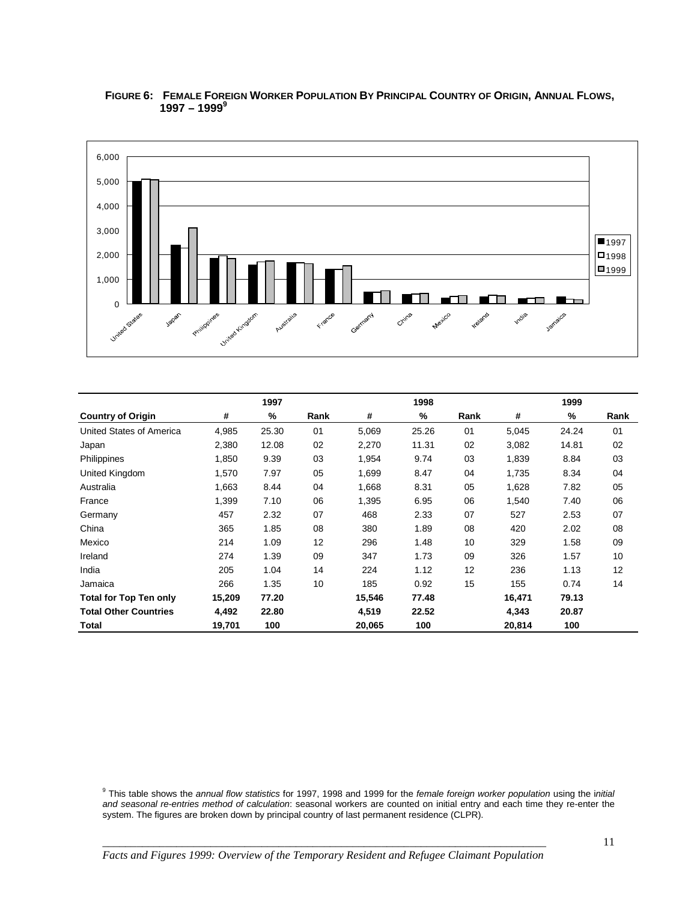**FIGURE 6: FEMALE FOREIGN WORKER POPULATION BY PRINCIPAL COUNTRY OF ORIGIN, ANNUAL FLOWS, 1997 – 1999**[9]

| | 1997 | | | 1998 | | | 1999 | | |
|---|---|---|---|---|---|---|---|---|---|
| **Country of Origin** | **#** | **%** | **Rank** | **#** | **%** | **Rank** | **#** | **%** | **Rank** |
| United States of America | 4,985 | 25.30 | 01 | 5,069 | 25.26 | 01 | 5,045 | 24.24 | 01 |
| Japan | 2,380 | 12.08 | 02 | 2,270 | 11.31 | 02 | 3,082 | 14.81 | 02 |
| Philippines | 1,850 | 9.39 | 03 | 1,954 | 9.74 | 03 | 1,839 | 8.84 | 03 |
| United Kingdom | 1,570 | 7.97 | 05 | 1,699 | 8.47 | 04 | 1,735 | 8.34 | 04 |
| Australia | 1,663 | 8.44 | 04 | 1,668 | 8.31 | 05 | 1,628 | 7.82 | 05 |
| France | 1,399 | 7.10 | 06 | 1,395 | 6.95 | 06 | 1,540 | 7.40 | 06 |
| Germany | 457 | 2.32 | 07 | 468 | 2.33 | 07 | 527 | 2.53 | 07 |
| China | 365 | 1.85 | 08 | 380 | 1.89 | 08 | 420 | 2.02 | 08 |
| Mexico | 214 | 1.09 | 12 | 296 | 1.48 | 10 | 329 | 1.58 | 09 |
| Ireland | 274 | 1.39 | 09 | 347 | 1.73 | 09 | 326 | 1.57 | 10 |
| India | 205 | 1.04 | 14 | 224 | 1.12 | 12 | 236 | 1.13 | 12 |
| Jamaica | 266 | 1.35 | 10 | 185 | 0.92 | 15 | 155 | 0.74 | 14 |
| **Total for Top Ten only** | **15,209** | **77.20** | | **15,546** | **77.48** | | **16,471** | **79.13** | |
| **Total Other Countries** | **4,492** | **22.80** | | **4,519** | **22.52** | | **4,343** | **20.87** | |
| **Total** | **19,701** | **100** | | **20,065** | **100** | | **20,814** | **100** | |

[9] This table shows the *annual flow statistics* for 1997, 1998 and 1999 for the *female foreign worker population* using the *initial and seasonal re-entries method of calculation*: seasonal workers are counted on initial entry and each time they re-enter the system. The figures are broken down by principal country of last permanent residence (CLPR).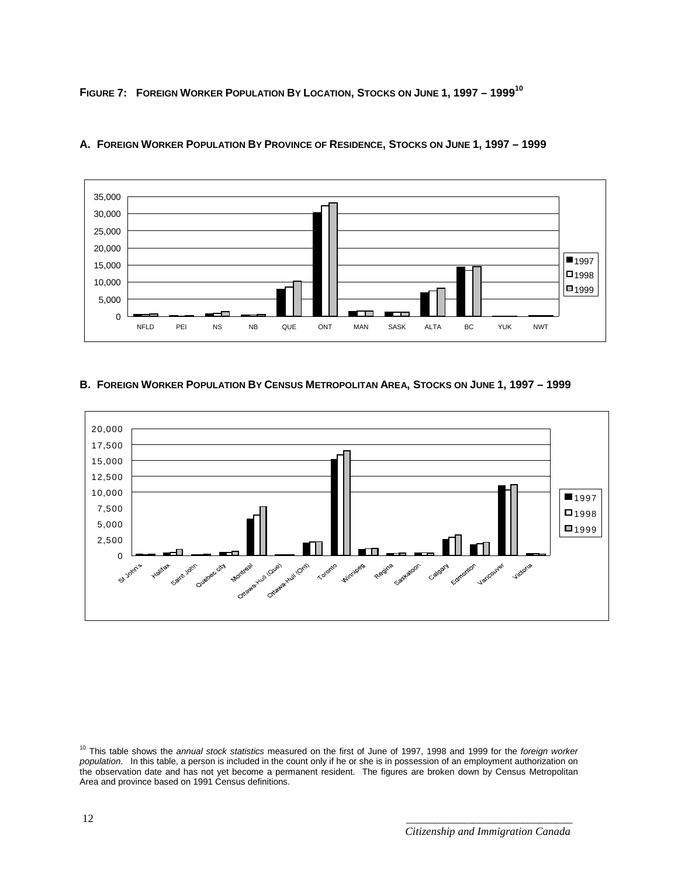## FIGURE 7: FOREIGN WORKER POPULATION BY LOCATION, STOCKS ON JUNE 1, 1997 – 1999[10]

### A. FOREIGN WORKER POPULATION BY PROVINCE OF RESIDENCE, STOCKS ON JUNE 1, 1997 – 1999

### B. FOREIGN WORKER POPULATION BY CENSUS METROPOLITAN AREA, STOCKS ON JUNE 1, 1997 – 1999

[10] This table shows the *annual stock statistics* measured on the first of June of 1997, 1998 and 1999 for the *foreign worker population*. In this table, a person is included in the count only if he or she is in possession of an employment authorization on the observation date and has not yet become a permanent resident. The figures are broken down by Census Metropolitan Area and province based on 1991 Census definitions.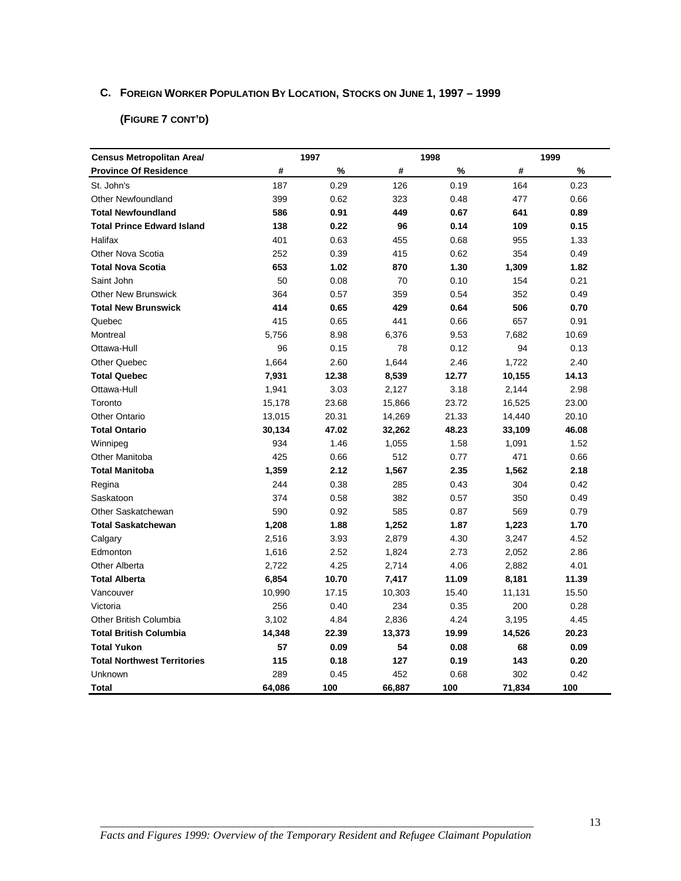## C. Foreign Worker Population By Location, Stocks on June 1, 1997 – 1999

### (Figure 7 cont'd)

| Census Metropolitan Area/ | 1997 | | 1998 | | 1999 | |
|---|---|---|---|---|---|---|
| **Province Of Residence** | **#** | **%** | **#** | **%** | **#** | **%** |
| St. John's | 187 | 0.29 | 126 | 0.19 | 164 | 0.23 |
| Other Newfoundland | 399 | 0.62 | 323 | 0.48 | 477 | 0.66 |
| **Total Newfoundland** | **586** | **0.91** | **449** | **0.67** | **641** | **0.89** |
| **Total Prince Edward Island** | **138** | **0.22** | **96** | **0.14** | **109** | **0.15** |
| Halifax | 401 | 0.63 | 455 | 0.68 | 955 | 1.33 |
| Other Nova Scotia | 252 | 0.39 | 415 | 0.62 | 354 | 0.49 |
| **Total Nova Scotia** | **653** | **1.02** | **870** | **1.30** | **1,309** | **1.82** |
| Saint John | 50 | 0.08 | 70 | 0.10 | 154 | 0.21 |
| Other New Brunswick | 364 | 0.57 | 359 | 0.54 | 352 | 0.49 |
| **Total New Brunswick** | **414** | **0.65** | **429** | **0.64** | **506** | **0.70** |
| Quebec | 415 | 0.65 | 441 | 0.66 | 657 | 0.91 |
| Montreal | 5,756 | 8.98 | 6,376 | 9.53 | 7,682 | 10.69 |
| Ottawa-Hull | 96 | 0.15 | 78 | 0.12 | 94 | 0.13 |
| Other Quebec | 1,664 | 2.60 | 1,644 | 2.46 | 1,722 | 2.40 |
| **Total Quebec** | **7,931** | **12.38** | **8,539** | **12.77** | **10,155** | **14.13** |
| Ottawa-Hull | 1,941 | 3.03 | 2,127 | 3.18 | 2,144 | 2.98 |
| Toronto | 15,178 | 23.68 | 15,866 | 23.72 | 16,525 | 23.00 |
| Other Ontario | 13,015 | 20.31 | 14,269 | 21.33 | 14,440 | 20.10 |
| **Total Ontario** | **30,134** | **47.02** | **32,262** | **48.23** | **33,109** | **46.08** |
| Winnipeg | 934 | 1.46 | 1,055 | 1.58 | 1,091 | 1.52 |
| Other Manitoba | 425 | 0.66 | 512 | 0.77 | 471 | 0.66 |
| **Total Manitoba** | **1,359** | **2.12** | **1,567** | **2.35** | **1,562** | **2.18** |
| Regina | 244 | 0.38 | 285 | 0.43 | 304 | 0.42 |
| Saskatoon | 374 | 0.58 | 382 | 0.57 | 350 | 0.49 |
| Other Saskatchewan | 590 | 0.92 | 585 | 0.87 | 569 | 0.79 |
| **Total Saskatchewan** | **1,208** | **1.88** | **1,252** | **1.87** | **1,223** | **1.70** |
| Calgary | 2,516 | 3.93 | 2,879 | 4.30 | 3,247 | 4.52 |
| Edmonton | 1,616 | 2.52 | 1,824 | 2.73 | 2,052 | 2.86 |
| Other Alberta | 2,722 | 4.25 | 2,714 | 4.06 | 2,882 | 4.01 |
| **Total Alberta** | **6,854** | **10.70** | **7,417** | **11.09** | **8,181** | **11.39** |
| Vancouver | 10,990 | 17.15 | 10,303 | 15.40 | 11,131 | 15.50 |
| Victoria | 256 | 0.40 | 234 | 0.35 | 200 | 0.28 |
| Other British Columbia | 3,102 | 4.84 | 2,836 | 4.24 | 3,195 | 4.45 |
| **Total British Columbia** | **14,348** | **22.39** | **13,373** | **19.99** | **14,526** | **20.23** |
| **Total Yukon** | **57** | **0.09** | **54** | **0.08** | **68** | **0.09** |
| **Total Northwest Territories** | **115** | **0.18** | **127** | **0.19** | **143** | **0.20** |
| Unknown | 289 | 0.45 | 452 | 0.68 | 302 | 0.42 |
| **Total** | **64,086** | **100** | **66,887** | **100** | **71,834** | **100** |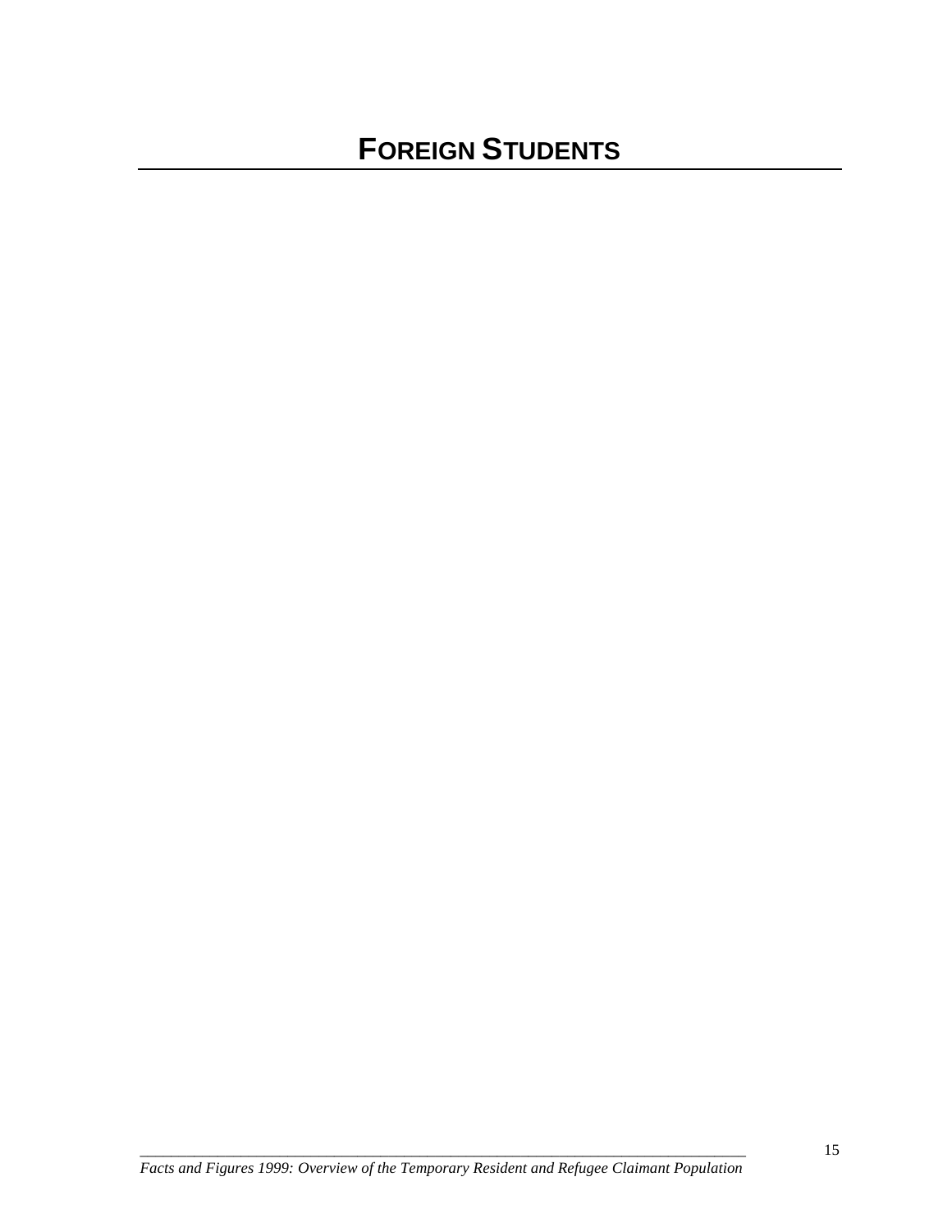# FOREIGN STUDENTS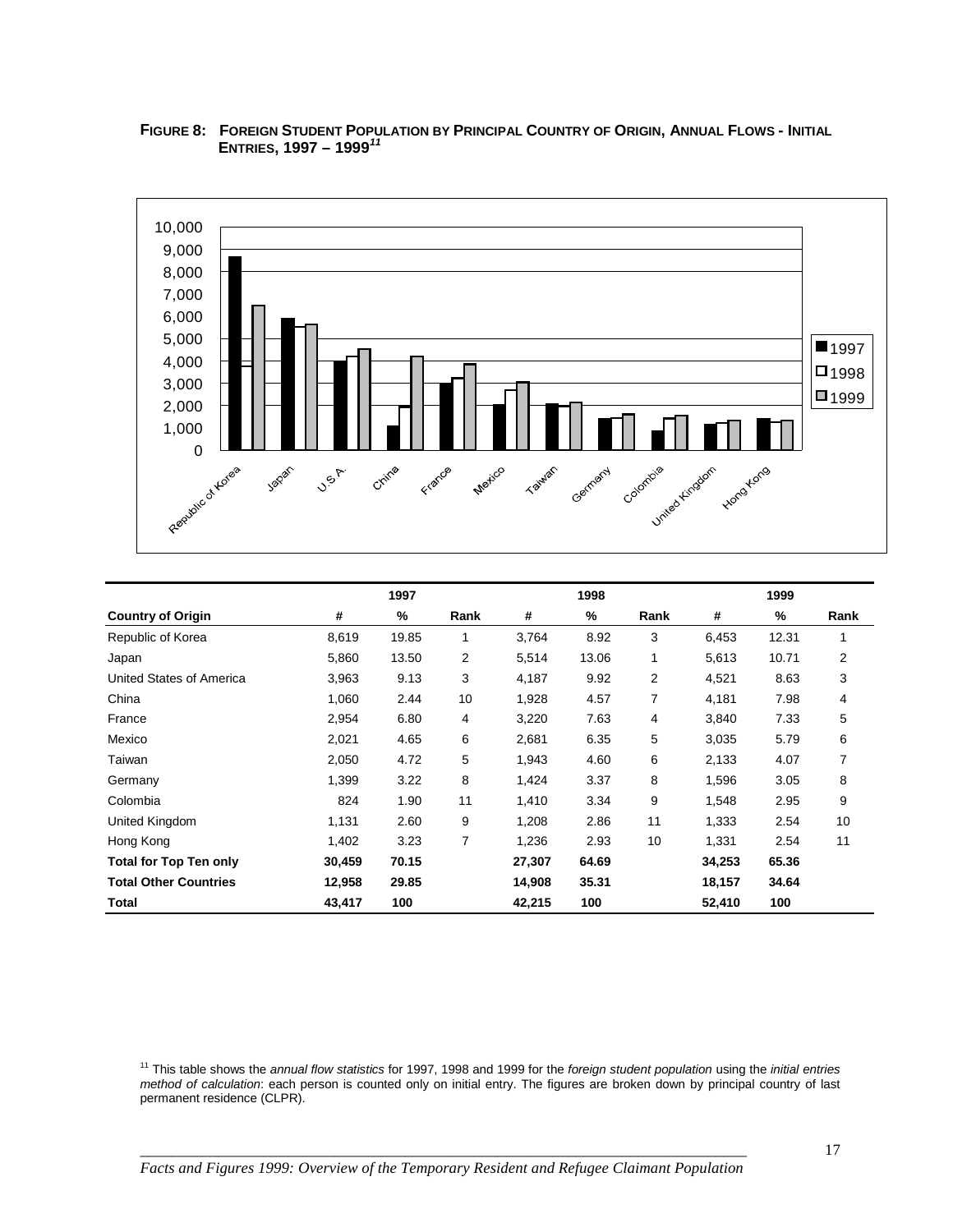**FIGURE 8: FOREIGN STUDENT POPULATION BY PRINCIPAL COUNTRY OF ORIGIN, ANNUAL FLOWS - INITIAL ENTRIES, 1997 – 1999**[11]

| | 1997 | | | 1998 | | | 1999 | | |
|---|---|---|---|---|---|---|---|---|---|
| **Country of Origin** | **#** | **%** | **Rank** | **#** | **%** | **Rank** | **#** | **%** | **Rank** |
| Republic of Korea | 8,619 | 19.85 | 1 | 3,764 | 8.92 | 3 | 6,453 | 12.31 | 1 |
| Japan | 5,860 | 13.50 | 2 | 5,514 | 13.06 | 1 | 5,613 | 10.71 | 2 |
| United States of America | 3,963 | 9.13 | 3 | 4,187 | 9.92 | 2 | 4,521 | 8.63 | 3 |
| China | 1,060 | 2.44 | 10 | 1,928 | 4.57 | 7 | 4,181 | 7.98 | 4 |
| France | 2,954 | 6.80 | 4 | 3,220 | 7.63 | 4 | 3,840 | 7.33 | 5 |
| Mexico | 2,021 | 4.65 | 6 | 2,681 | 6.35 | 5 | 3,035 | 5.79 | 6 |
| Taiwan | 2,050 | 4.72 | 5 | 1,943 | 4.60 | 6 | 2,133 | 4.07 | 7 |
| Germany | 1,399 | 3.22 | 8 | 1,424 | 3.37 | 8 | 1,596 | 3.05 | 8 |
| Colombia | 824 | 1.90 | 11 | 1,410 | 3.34 | 9 | 1,548 | 2.95 | 9 |
| United Kingdom | 1,131 | 2.60 | 9 | 1,208 | 2.86 | 11 | 1,333 | 2.54 | 10 |
| Hong Kong | 1,402 | 3.23 | 7 | 1,236 | 2.93 | 10 | 1,331 | 2.54 | 11 |
| **Total for Top Ten only** | **30,459** | **70.15** | | **27,307** | **64.69** | | **34,253** | **65.36** | |
| **Total Other Countries** | **12,958** | **29.85** | | **14,908** | **35.31** | | **18,157** | **34.64** | |
| **Total** | **43,417** | **100** | | **42,215** | **100** | | **52,410** | **100** | |

[11] This table shows the *annual flow statistics* for 1997, 1998 and 1999 for the *foreign student population* using the *initial entries method of calculation*: each person is counted only on initial entry. The figures are broken down by principal country of last permanent residence (CLPR).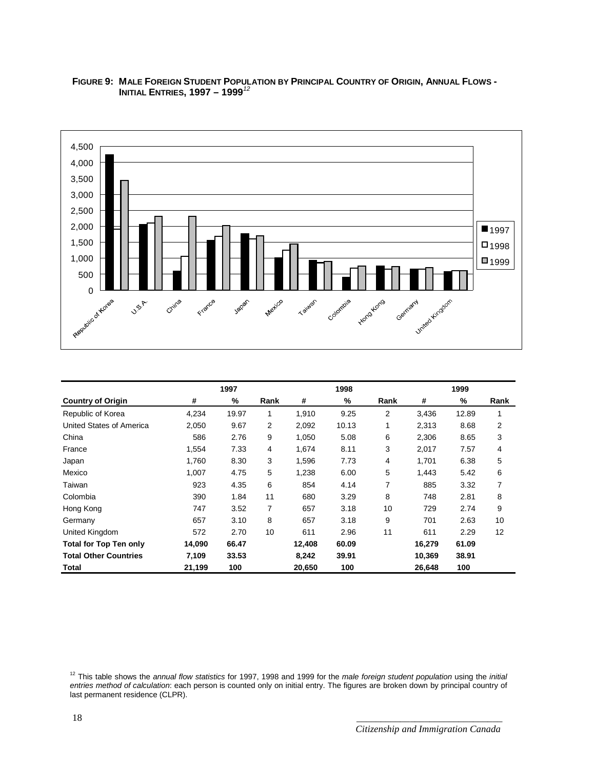**FIGURE 9: MALE FOREIGN STUDENT POPULATION BY PRINCIPAL COUNTRY OF ORIGIN, ANNUAL FLOWS - INITIAL ENTRIES, 1997 – 1999**[12]

| | 1997 | | | 1998 | | | 1999 | | |
|---|---|---|---|---|---|---|---|---|---|
| **Country of Origin** | **#** | **%** | **Rank** | **#** | **%** | **Rank** | **#** | **%** | **Rank** |
| Republic of Korea | 4,234 | 19.97 | 1 | 1,910 | 9.25 | 2 | 3,436 | 12.89 | 1 |
| United States of America | 2,050 | 9.67 | 2 | 2,092 | 10.13 | 1 | 2,313 | 8.68 | 2 |
| China | 586 | 2.76 | 9 | 1,050 | 5.08 | 6 | 2,306 | 8.65 | 3 |
| France | 1,554 | 7.33 | 4 | 1,674 | 8.11 | 3 | 2,017 | 7.57 | 4 |
| Japan | 1,760 | 8.30 | 3 | 1,596 | 7.73 | 4 | 1,701 | 6.38 | 5 |
| Mexico | 1,007 | 4.75 | 5 | 1,238 | 6.00 | 5 | 1,443 | 5.42 | 6 |
| Taiwan | 923 | 4.35 | 6 | 854 | 4.14 | 7 | 885 | 3.32 | 7 |
| Colombia | 390 | 1.84 | 11 | 680 | 3.29 | 8 | 748 | 2.81 | 8 |
| Hong Kong | 747 | 3.52 | 7 | 657 | 3.18 | 10 | 729 | 2.74 | 9 |
| Germany | 657 | 3.10 | 8 | 657 | 3.18 | 9 | 701 | 2.63 | 10 |
| United Kingdom | 572 | 2.70 | 10 | 611 | 2.96 | 11 | 611 | 2.29 | 12 |
| **Total for Top Ten only** | **14,090** | **66.47** | | **12,408** | **60.09** | | **16,279** | **61.09** | |
| **Total Other Countries** | **7,109** | **33.53** | | **8,242** | **39.91** | | **10,369** | **38.91** | |
| **Total** | **21,199** | **100** | | **20,650** | **100** | | **26,648** | **100** | |

[12] This table shows the *annual flow statistics* for 1997, 1998 and 1999 for the *male foreign student population* using the *initial entries method of calculation*: each person is counted only on initial entry. The figures are broken down by principal country of last permanent residence (CLPR).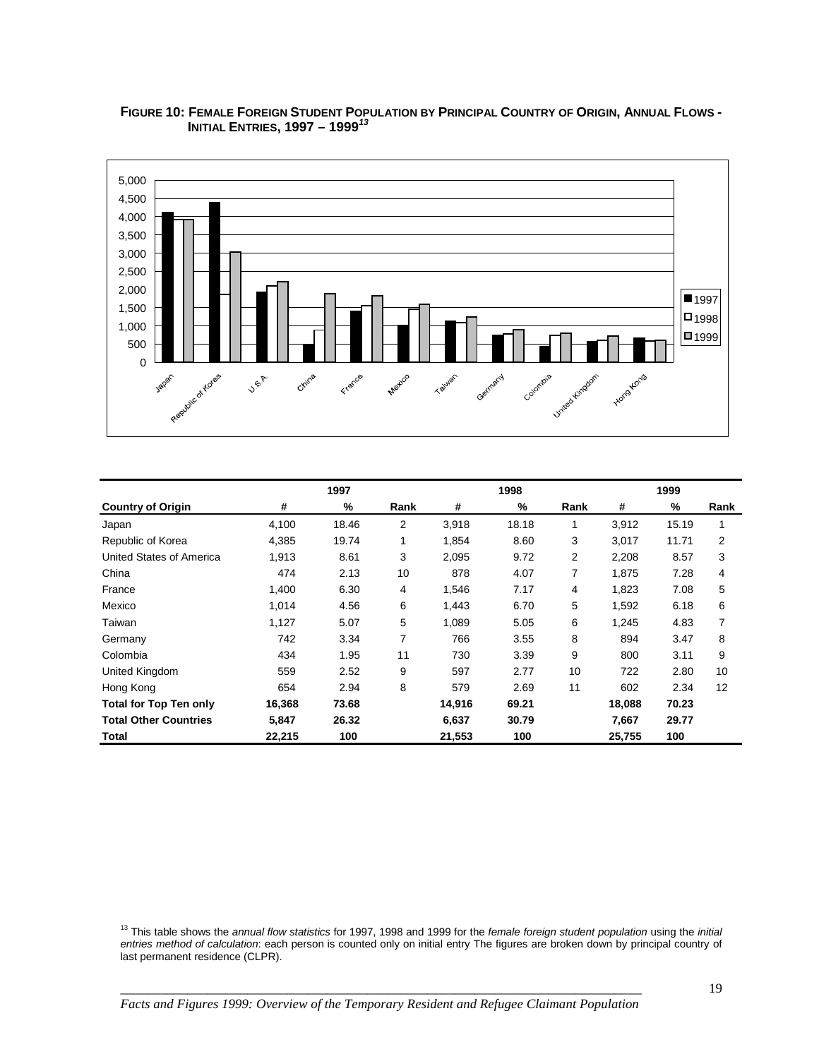**FIGURE 10: FEMALE FOREIGN STUDENT POPULATION BY PRINCIPAL COUNTRY OF ORIGIN, ANNUAL FLOWS - INITIAL ENTRIES, 1997 – 1999**[13]

| | 1997 | | | 1998 | | | 1999 | | |
|---|---|---|---|---|---|---|---|---|---|
| **Country of Origin** | **#** | **%** | **Rank** | **#** | **%** | **Rank** | **#** | **%** | **Rank** |
| Japan | 4,100 | 18.46 | 2 | 3,918 | 18.18 | 1 | 3,912 | 15.19 | 1 |
| Republic of Korea | 4,385 | 19.74 | 1 | 1,854 | 8.60 | 3 | 3,017 | 11.71 | 2 |
| United States of America | 1,913 | 8.61 | 3 | 2,095 | 9.72 | 2 | 2,208 | 8.57 | 3 |
| China | 474 | 2.13 | 10 | 878 | 4.07 | 7 | 1,875 | 7.28 | 4 |
| France | 1,400 | 6.30 | 4 | 1,546 | 7.17 | 4 | 1,823 | 7.08 | 5 |
| Mexico | 1,014 | 4.56 | 6 | 1,443 | 6.70 | 5 | 1,592 | 6.18 | 6 |
| Taiwan | 1,127 | 5.07 | 5 | 1,089 | 5.05 | 6 | 1,245 | 4.83 | 7 |
| Germany | 742 | 3.34 | 7 | 766 | 3.55 | 8 | 894 | 3.47 | 8 |
| Colombia | 434 | 1.95 | 11 | 730 | 3.39 | 9 | 800 | 3.11 | 9 |
| United Kingdom | 559 | 2.52 | 9 | 597 | 2.77 | 10 | 722 | 2.80 | 10 |
| Hong Kong | 654 | 2.94 | 8 | 579 | 2.69 | 11 | 602 | 2.34 | 12 |
| **Total for Top Ten only** | **16,368** | **73.68** | | **14,916** | **69.21** | | **18,088** | **70.23** | |
| **Total Other Countries** | **5,847** | **26.32** | | **6,637** | **30.79** | | **7,667** | **29.77** | |
| **Total** | **22,215** | **100** | | **21,553** | **100** | | **25,755** | **100** | |

[13] This table shows the *annual flow statistics* for 1997, 1998 and 1999 for the *female foreign student population* using the *initial entries method of calculation*: each person is counted only on initial entry The figures are broken down by principal country of last permanent residence (CLPR).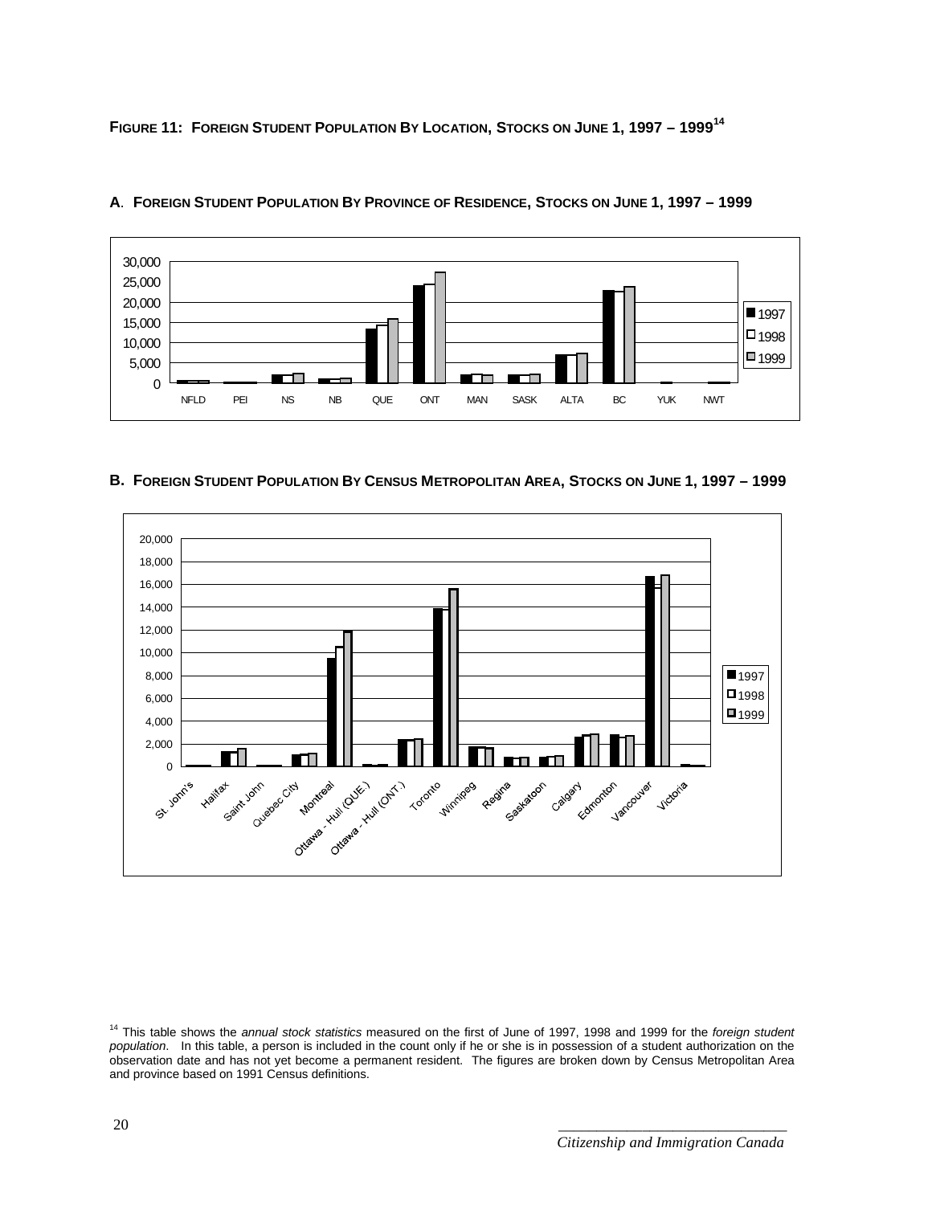**FIGURE 11: FOREIGN STUDENT POPULATION BY LOCATION, STOCKS ON JUNE 1, 1997 – 1999**[14]

**A. FOREIGN STUDENT POPULATION BY PROVINCE OF RESIDENCE, STOCKS ON JUNE 1, 1997 – 1999**

**B. FOREIGN STUDENT POPULATION BY CENSUS METROPOLITAN AREA, STOCKS ON JUNE 1, 1997 – 1999**

[14] This table shows the *annual stock statistics* measured on the first of June of 1997, 1998 and 1999 for the *foreign student population*. In this table, a person is included in the count only if he or she is in possession of a student authorization on the observation date and has not yet become a permanent resident. The figures are broken down by Census Metropolitan Area and province based on 1991 Census definitions.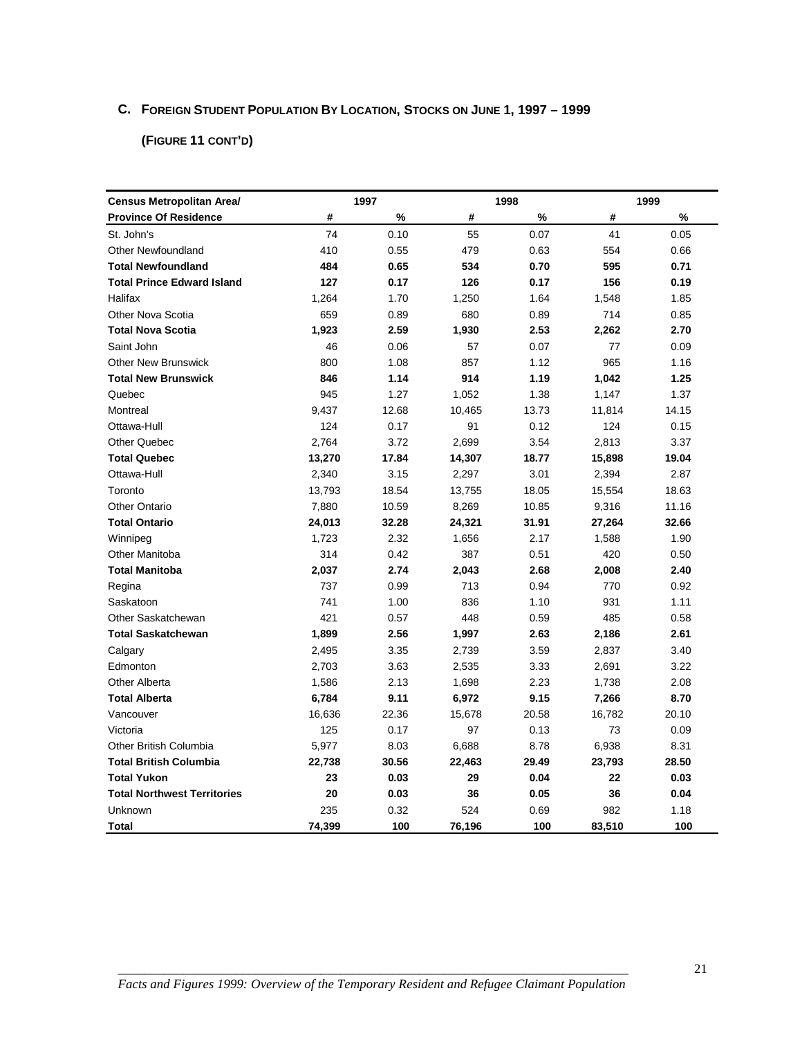## C. Foreign Student Population By Location, Stocks on June 1, 1997 – 1999

### (Figure 11 cont'd)

| Census Metropolitan Area/ | 1997 | | 1998 | | 1999 | |
|---|---|---|---|---|---|---|
| **Province Of Residence** | **#** | **%** | **#** | **%** | **#** | **%** |
| St. John's | 74 | 0.10 | 55 | 0.07 | 41 | 0.05 |
| Other Newfoundland | 410 | 0.55 | 479 | 0.63 | 554 | 0.66 |
| **Total Newfoundland** | **484** | **0.65** | **534** | **0.70** | **595** | **0.71** |
| **Total Prince Edward Island** | **127** | **0.17** | **126** | **0.17** | **156** | **0.19** |
| Halifax | 1,264 | 1.70 | 1,250 | 1.64 | 1,548 | 1.85 |
| Other Nova Scotia | 659 | 0.89 | 680 | 0.89 | 714 | 0.85 |
| **Total Nova Scotia** | **1,923** | **2.59** | **1,930** | **2.53** | **2,262** | **2.70** |
| Saint John | 46 | 0.06 | 57 | 0.07 | 77 | 0.09 |
| Other New Brunswick | 800 | 1.08 | 857 | 1.12 | 965 | 1.16 |
| **Total New Brunswick** | **846** | **1.14** | **914** | **1.19** | **1,042** | **1.25** |
| Quebec | 945 | 1.27 | 1,052 | 1.38 | 1,147 | 1.37 |
| Montreal | 9,437 | 12.68 | 10,465 | 13.73 | 11,814 | 14.15 |
| Ottawa-Hull | 124 | 0.17 | 91 | 0.12 | 124 | 0.15 |
| Other Quebec | 2,764 | 3.72 | 2,699 | 3.54 | 2,813 | 3.37 |
| **Total Quebec** | **13,270** | **17.84** | **14,307** | **18.77** | **15,898** | **19.04** |
| Ottawa-Hull | 2,340 | 3.15 | 2,297 | 3.01 | 2,394 | 2.87 |
| Toronto | 13,793 | 18.54 | 13,755 | 18.05 | 15,554 | 18.63 |
| Other Ontario | 7,880 | 10.59 | 8,269 | 10.85 | 9,316 | 11.16 |
| **Total Ontario** | **24,013** | **32.28** | **24,321** | **31.91** | **27,264** | **32.66** |
| Winnipeg | 1,723 | 2.32 | 1,656 | 2.17 | 1,588 | 1.90 |
| Other Manitoba | 314 | 0.42 | 387 | 0.51 | 420 | 0.50 |
| **Total Manitoba** | **2,037** | **2.74** | **2,043** | **2.68** | **2,008** | **2.40** |
| Regina | 737 | 0.99 | 713 | 0.94 | 770 | 0.92 |
| Saskatoon | 741 | 1.00 | 836 | 1.10 | 931 | 1.11 |
| Other Saskatchewan | 421 | 0.57 | 448 | 0.59 | 485 | 0.58 |
| **Total Saskatchewan** | **1,899** | **2.56** | **1,997** | **2.63** | **2,186** | **2.61** |
| Calgary | 2,495 | 3.35 | 2,739 | 3.59 | 2,837 | 3.40 |
| Edmonton | 2,703 | 3.63 | 2,535 | 3.33 | 2,691 | 3.22 |
| Other Alberta | 1,586 | 2.13 | 1,698 | 2.23 | 1,738 | 2.08 |
| **Total Alberta** | **6,784** | **9.11** | **6,972** | **9.15** | **7,266** | **8.70** |
| Vancouver | 16,636 | 22.36 | 15,678 | 20.58 | 16,782 | 20.10 |
| Victoria | 125 | 0.17 | 97 | 0.13 | 73 | 0.09 |
| Other British Columbia | 5,977 | 8.03 | 6,688 | 8.78 | 6,938 | 8.31 |
| **Total British Columbia** | **22,738** | **30.56** | **22,463** | **29.49** | **23,793** | **28.50** |
| **Total Yukon** | **23** | **0.03** | **29** | **0.04** | **22** | **0.03** |
| **Total Northwest Territories** | **20** | **0.03** | **36** | **0.05** | **36** | **0.04** |
| Unknown | 235 | 0.32 | 524 | 0.69 | 982 | 1.18 |
| **Total** | **74,399** | **100** | **76,196** | **100** | **83,510** | **100** |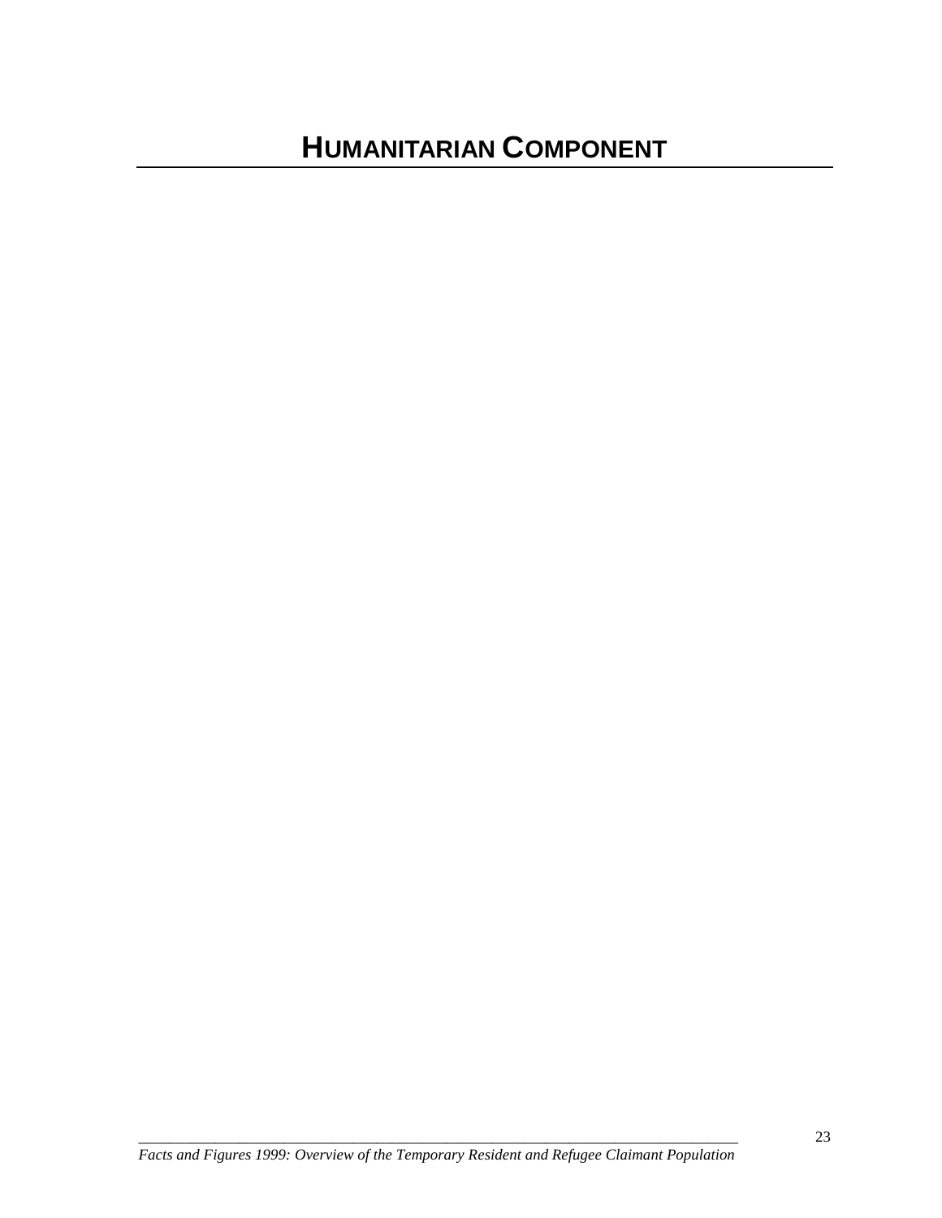# HUMANITARIAN COMPONENT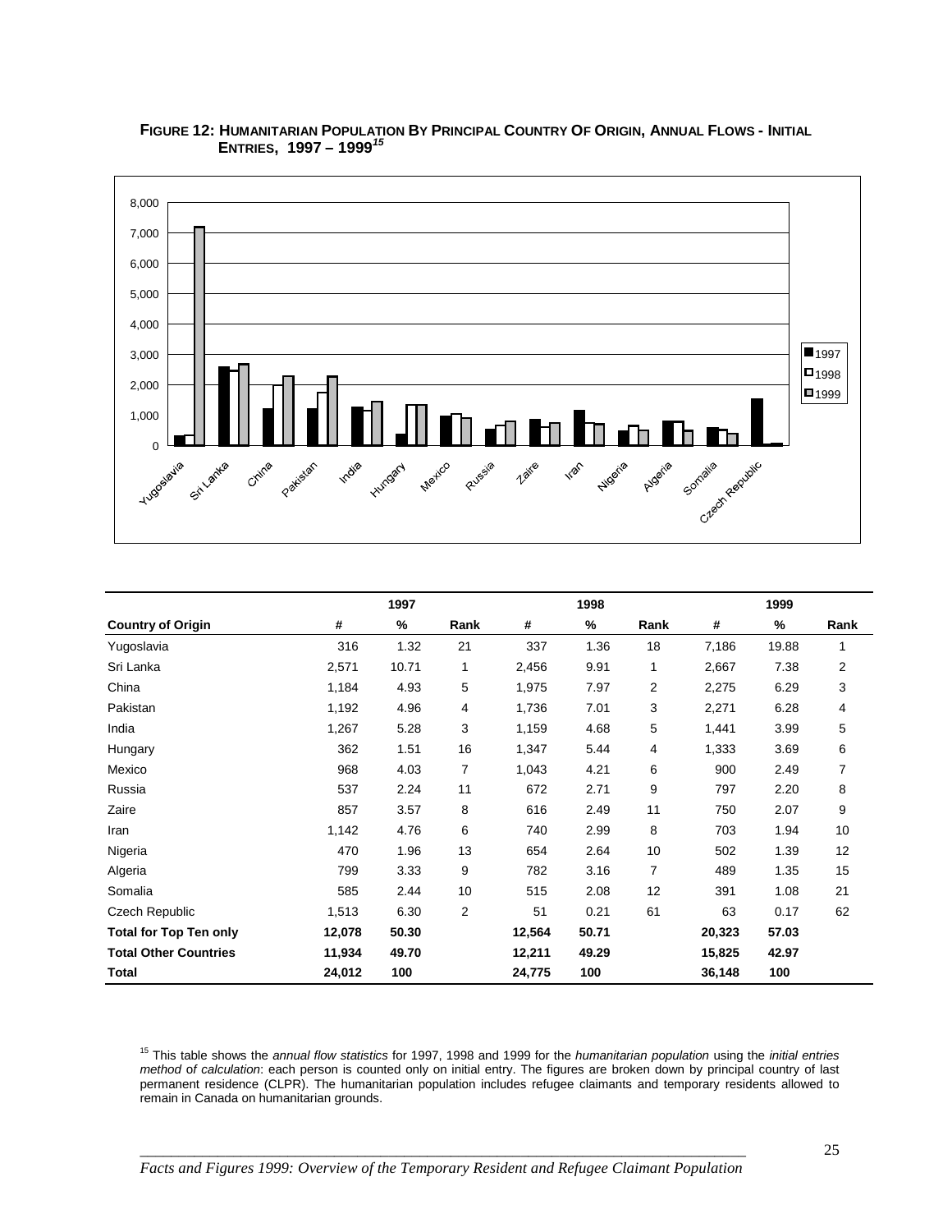**FIGURE 12: HUMANITARIAN POPULATION BY PRINCIPAL COUNTRY OF ORIGIN, ANNUAL FLOWS - INITIAL ENTRIES, 1997 – 1999**[15]

| | 1997 | | | 1998 | | | 1999 | | |
|---|---|---|---|---|---|---|---|---|---|
| **Country of Origin** | **#** | **%** | **Rank** | **#** | **%** | **Rank** | **#** | **%** | **Rank** |
| Yugoslavia | 316 | 1.32 | 21 | 337 | 1.36 | 18 | 7,186 | 19.88 | 1 |
| Sri Lanka | 2,571 | 10.71 | 1 | 2,456 | 9.91 | 1 | 2,667 | 7.38 | 2 |
| China | 1,184 | 4.93 | 5 | 1,975 | 7.97 | 2 | 2,275 | 6.29 | 3 |
| Pakistan | 1,192 | 4.96 | 4 | 1,736 | 7.01 | 3 | 2,271 | 6.28 | 4 |
| India | 1,267 | 5.28 | 3 | 1,159 | 4.68 | 5 | 1,441 | 3.99 | 5 |
| Hungary | 362 | 1.51 | 16 | 1,347 | 5.44 | 4 | 1,333 | 3.69 | 6 |
| Mexico | 968 | 4.03 | 7 | 1,043 | 4.21 | 6 | 900 | 2.49 | 7 |
| Russia | 537 | 2.24 | 11 | 672 | 2.71 | 9 | 797 | 2.20 | 8 |
| Zaire | 857 | 3.57 | 8 | 616 | 2.49 | 11 | 750 | 2.07 | 9 |
| Iran | 1,142 | 4.76 | 6 | 740 | 2.99 | 8 | 703 | 1.94 | 10 |
| Nigeria | 470 | 1.96 | 13 | 654 | 2.64 | 10 | 502 | 1.39 | 12 |
| Algeria | 799 | 3.33 | 9 | 782 | 3.16 | 7 | 489 | 1.35 | 15 |
| Somalia | 585 | 2.44 | 10 | 515 | 2.08 | 12 | 391 | 1.08 | 21 |
| Czech Republic | 1,513 | 6.30 | 2 | 51 | 0.21 | 61 | 63 | 0.17 | 62 |
| **Total for Top Ten only** | **12,078** | **50.30** | | **12,564** | **50.71** | | **20,323** | **57.03** | |
| **Total Other Countries** | **11,934** | **49.70** | | **12,211** | **49.29** | | **15,825** | **42.97** | |
| **Total** | **24,012** | **100** | | **24,775** | **100** | | **36,148** | **100** | |

[15] This table shows the *annual flow statistics* for 1997, 1998 and 1999 for the *humanitarian population* using the *initial entries method of calculation*: each person is counted only on initial entry. The figures are broken down by principal country of last permanent residence (CLPR). The humanitarian population includes refugee claimants and temporary residents allowed to remain in Canada on humanitarian grounds.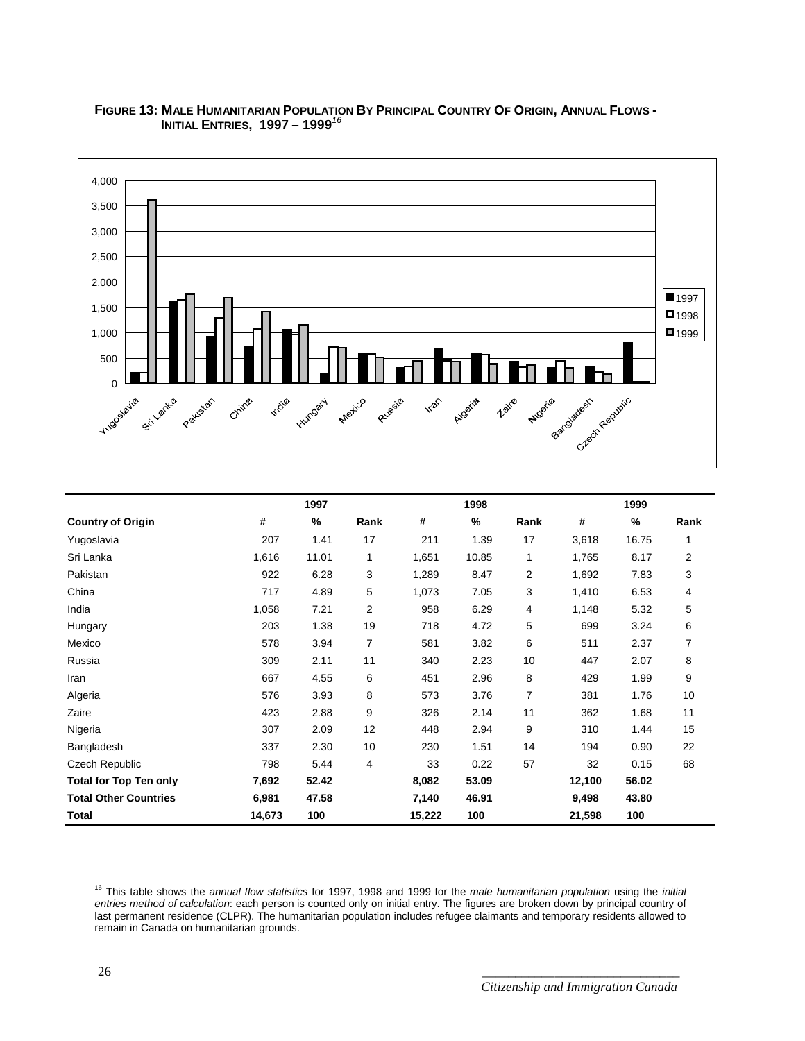**FIGURE 13: MALE HUMANITARIAN POPULATION BY PRINCIPAL COUNTRY OF ORIGIN, ANNUAL FLOWS - INITIAL ENTRIES, 1997 – 1999**[16]

| | 1997 | | | 1998 | | | 1999 | | |
|---|---|---|---|---|---|---|---|---|---|
| **Country of Origin** | **#** | **%** | **Rank** | **#** | **%** | **Rank** | **#** | **%** | **Rank** |
| Yugoslavia | 207 | 1.41 | 17 | 211 | 1.39 | 17 | 3,618 | 16.75 | 1 |
| Sri Lanka | 1,616 | 11.01 | 1 | 1,651 | 10.85 | 1 | 1,765 | 8.17 | 2 |
| Pakistan | 922 | 6.28 | 3 | 1,289 | 8.47 | 2 | 1,692 | 7.83 | 3 |
| China | 717 | 4.89 | 5 | 1,073 | 7.05 | 3 | 1,410 | 6.53 | 4 |
| India | 1,058 | 7.21 | 2 | 958 | 6.29 | 4 | 1,148 | 5.32 | 5 |
| Hungary | 203 | 1.38 | 19 | 718 | 4.72 | 5 | 699 | 3.24 | 6 |
| Mexico | 578 | 3.94 | 7 | 581 | 3.82 | 6 | 511 | 2.37 | 7 |
| Russia | 309 | 2.11 | 11 | 340 | 2.23 | 10 | 447 | 2.07 | 8 |
| Iran | 667 | 4.55 | 6 | 451 | 2.96 | 8 | 429 | 1.99 | 9 |
| Algeria | 576 | 3.93 | 8 | 573 | 3.76 | 7 | 381 | 1.76 | 10 |
| Zaire | 423 | 2.88 | 9 | 326 | 2.14 | 11 | 362 | 1.68 | 11 |
| Nigeria | 307 | 2.09 | 12 | 448 | 2.94 | 9 | 310 | 1.44 | 15 |
| Bangladesh | 337 | 2.30 | 10 | 230 | 1.51 | 14 | 194 | 0.90 | 22 |
| Czech Republic | 798 | 5.44 | 4 | 33 | 0.22 | 57 | 32 | 0.15 | 68 |
| **Total for Top Ten only** | **7,692** | **52.42** | | **8,082** | **53.09** | | **12,100** | **56.02** | |
| **Total Other Countries** | **6,981** | **47.58** | | **7,140** | **46.91** | | **9,498** | **43.80** | |
| **Total** | **14,673** | **100** | | **15,222** | **100** | | **21,598** | **100** | |

[16] This table shows the *annual flow statistics* for 1997, 1998 and 1999 for the *male humanitarian population* using the *initial entries method of calculation*: each person is counted only on initial entry. The figures are broken down by principal country of last permanent residence (CLPR). The humanitarian population includes refugee claimants and temporary residents allowed to remain in Canada on humanitarian grounds.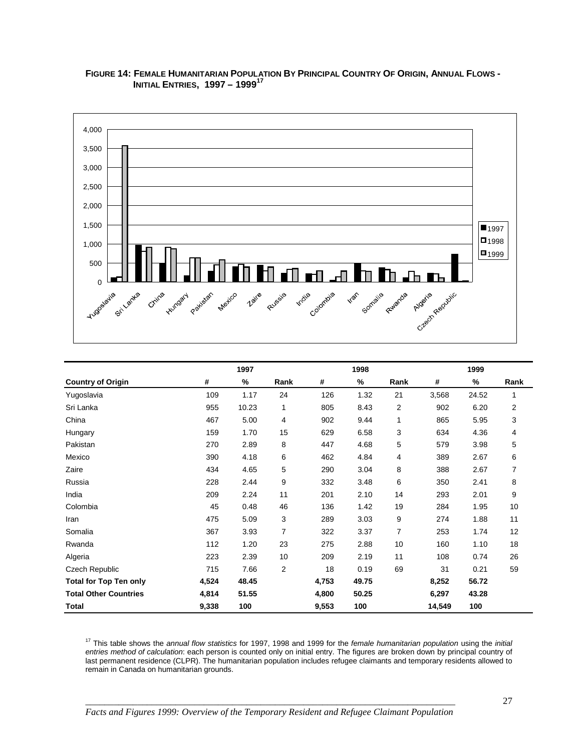**FIGURE 14: FEMALE HUMANITARIAN POPULATION BY PRINCIPAL COUNTRY OF ORIGIN, ANNUAL FLOWS - INITIAL ENTRIES, 1997 – 1999[17]**

| | 1997 | | | 1998 | | | 1999 | | |
|---|---|---|---|---|---|---|---|---|---|
| **Country of Origin** | **#** | **%** | **Rank** | **#** | **%** | **Rank** | **#** | **%** | **Rank** |
| Yugoslavia | 109 | 1.17 | 24 | 126 | 1.32 | 21 | 3,568 | 24.52 | 1 |
| Sri Lanka | 955 | 10.23 | 1 | 805 | 8.43 | 2 | 902 | 6.20 | 2 |
| China | 467 | 5.00 | 4 | 902 | 9.44 | 1 | 865 | 5.95 | 3 |
| Hungary | 159 | 1.70 | 15 | 629 | 6.58 | 3 | 634 | 4.36 | 4 |
| Pakistan | 270 | 2.89 | 8 | 447 | 4.68 | 5 | 579 | 3.98 | 5 |
| Mexico | 390 | 4.18 | 6 | 462 | 4.84 | 4 | 389 | 2.67 | 6 |
| Zaire | 434 | 4.65 | 5 | 290 | 3.04 | 8 | 388 | 2.67 | 7 |
| Russia | 228 | 2.44 | 9 | 332 | 3.48 | 6 | 350 | 2.41 | 8 |
| India | 209 | 2.24 | 11 | 201 | 2.10 | 14 | 293 | 2.01 | 9 |
| Colombia | 45 | 0.48 | 46 | 136 | 1.42 | 19 | 284 | 1.95 | 10 |
| Iran | 475 | 5.09 | 3 | 289 | 3.03 | 9 | 274 | 1.88 | 11 |
| Somalia | 367 | 3.93 | 7 | 322 | 3.37 | 7 | 253 | 1.74 | 12 |
| Rwanda | 112 | 1.20 | 23 | 275 | 2.88 | 10 | 160 | 1.10 | 18 |
| Algeria | 223 | 2.39 | 10 | 209 | 2.19 | 11 | 108 | 0.74 | 26 |
| Czech Republic | 715 | 7.66 | 2 | 18 | 0.19 | 69 | 31 | 0.21 | 59 |
| **Total for Top Ten only** | **4,524** | **48.45** | | **4,753** | **49.75** | | **8,252** | **56.72** | |
| **Total Other Countries** | **4,814** | **51.55** | | **4,800** | **50.25** | | **6,297** | **43.28** | |
| **Total** | **9,338** | **100** | | **9,553** | **100** | | **14,549** | **100** | |

[17] This table shows the *annual flow statistics* for 1997, 1998 and 1999 for the *female humanitarian population* using the *initial entries method of calculation*: each person is counted only on initial entry. The figures are broken down by principal country of last permanent residence (CLPR). The humanitarian population includes refugee claimants and temporary residents allowed to remain in Canada on humanitarian grounds.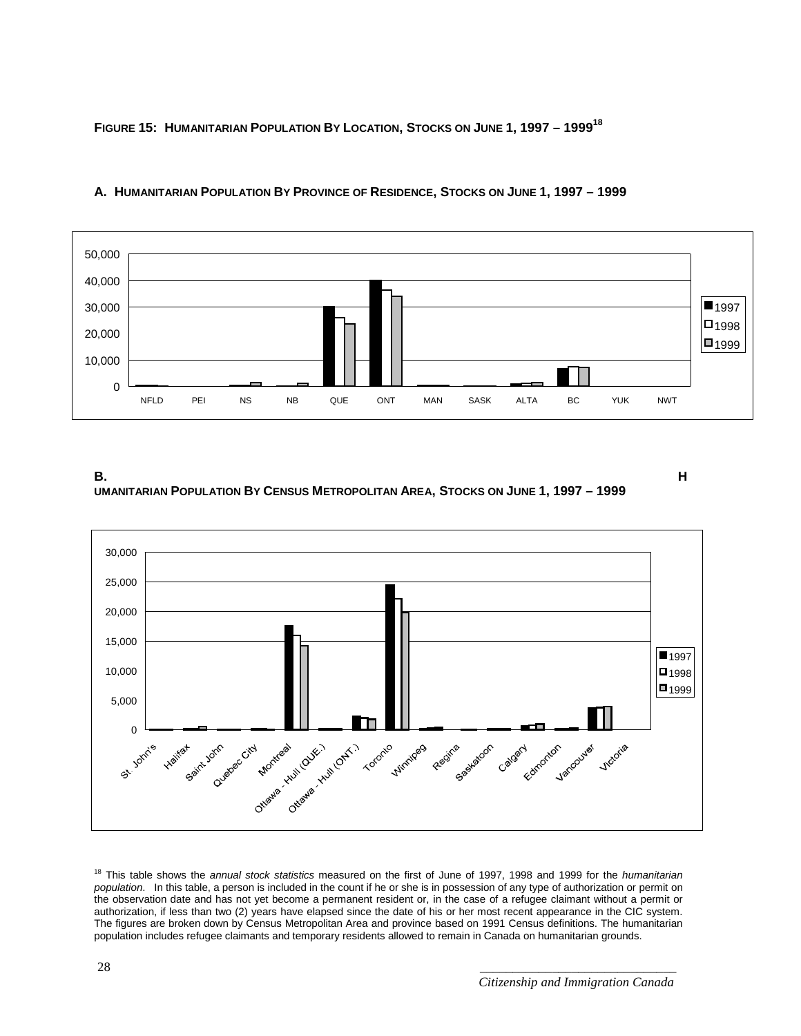**FIGURE 15: HUMANITARIAN POPULATION BY LOCATION, STOCKS ON JUNE 1, 1997 – 1999**[18]

**A. HUMANITARIAN POPULATION BY PROVINCE OF RESIDENCE, STOCKS ON JUNE 1, 1997 – 1999**

50,000
40,000
30,000
20,000
10,000
0

NFLD PEI NS NB QUE ONT MAN SASK ALTA BC YUK NWT

1997
1998
1999

**B. HUMANITARIAN POPULATION BY CENSUS METROPOLITAN AREA, STOCKS ON JUNE 1, 1997 – 1999**

30,000
25,000
20,000
15,000
10,000
5,000
0

St. John's Halifax Saint John Quebec City Montreal Ottawa - Hull (QUE.) Ottawa - Hull (ONT.) Toronto Winnipeg Regina Saskatoon Calgary Edmonton Vancouver Victoria

1997
1998
1999

[18] This table shows the *annual stock statistics* measured on the first of June of 1997, 1998 and 1999 for the *humanitarian population*. In this table, a person is included in the count if he or she is in possession of any type of authorization or permit on the observation date and has not yet become a permanent resident or, in the case of a refugee claimant without a permit or authorization, if less than two (2) years have elapsed since the date of his or her most recent appearance in the CIC system. The figures are broken down by Census Metropolitan Area and province based on 1991 Census definitions. The humanitarian population includes refugee claimants and temporary residents allowed to remain in Canada on humanitarian grounds.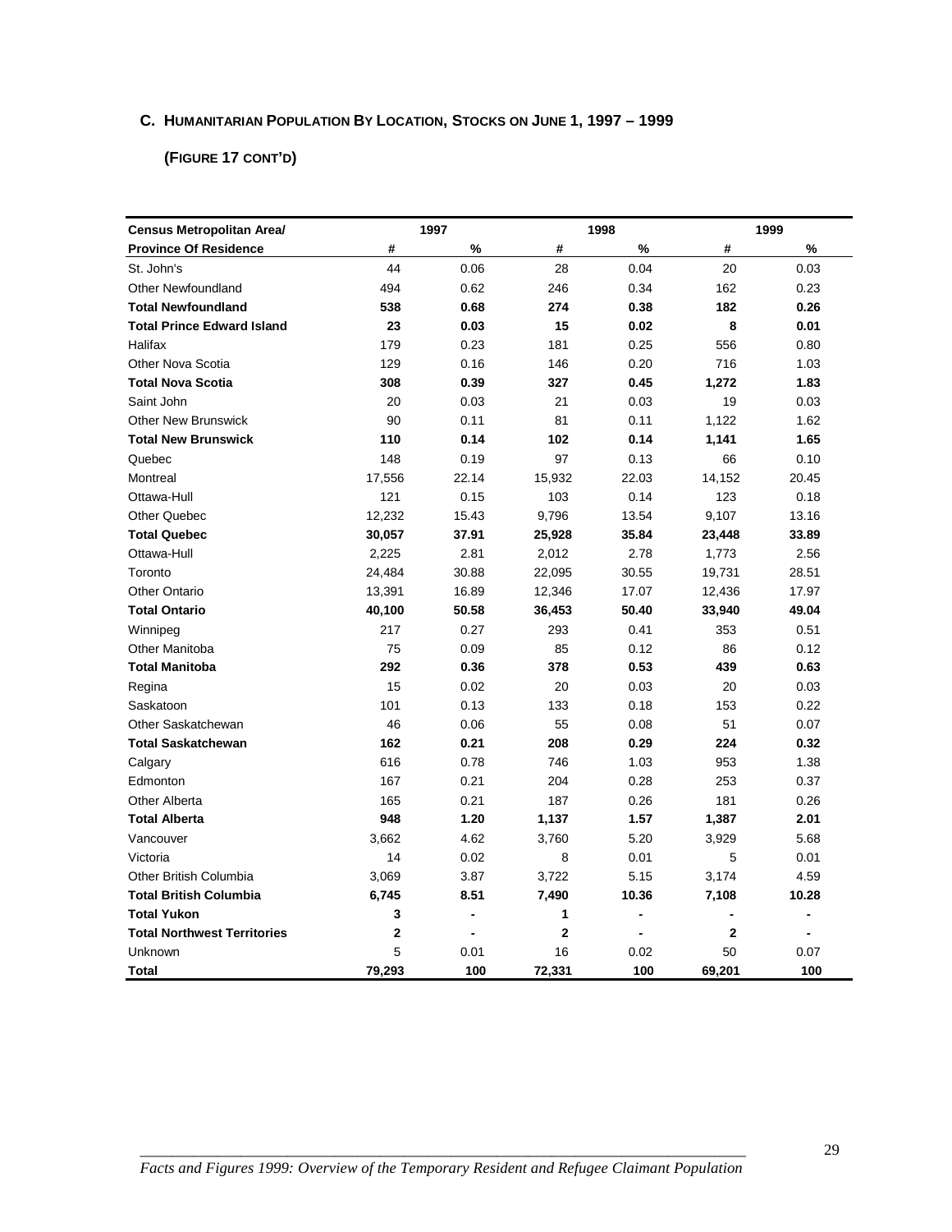### C. Humanitarian Population By Location, Stocks on June 1, 1997 – 1999

#### (Figure 17 cont'd)

| Census Metropolitan Area/ | 1997 | | 1998 | | 1999 | |
|---|---|---|---|---|---|---|
| **Province Of Residence** | **#** | **%** | **#** | **%** | **#** | **%** |
| St. John's | 44 | 0.06 | 28 | 0.04 | 20 | 0.03 |
| Other Newfoundland | 494 | 0.62 | 246 | 0.34 | 162 | 0.23 |
| **Total Newfoundland** | **538** | **0.68** | **274** | **0.38** | **182** | **0.26** |
| **Total Prince Edward Island** | **23** | **0.03** | **15** | **0.02** | **8** | **0.01** |
| Halifax | 179 | 0.23 | 181 | 0.25 | 556 | 0.80 |
| Other Nova Scotia | 129 | 0.16 | 146 | 0.20 | 716 | 1.03 |
| **Total Nova Scotia** | **308** | **0.39** | **327** | **0.45** | **1,272** | **1.83** |
| Saint John | 20 | 0.03 | 21 | 0.03 | 19 | 0.03 |
| Other New Brunswick | 90 | 0.11 | 81 | 0.11 | 1,122 | 1.62 |
| **Total New Brunswick** | **110** | **0.14** | **102** | **0.14** | **1,141** | **1.65** |
| Quebec | 148 | 0.19 | 97 | 0.13 | 66 | 0.10 |
| Montreal | 17,556 | 22.14 | 15,932 | 22.03 | 14,152 | 20.45 |
| Ottawa-Hull | 121 | 0.15 | 103 | 0.14 | 123 | 0.18 |
| Other Quebec | 12,232 | 15.43 | 9,796 | 13.54 | 9,107 | 13.16 |
| **Total Quebec** | **30,057** | **37.91** | **25,928** | **35.84** | **23,448** | **33.89** |
| Ottawa-Hull | 2,225 | 2.81 | 2,012 | 2.78 | 1,773 | 2.56 |
| Toronto | 24,484 | 30.88 | 22,095 | 30.55 | 19,731 | 28.51 |
| Other Ontario | 13,391 | 16.89 | 12,346 | 17.07 | 12,436 | 17.97 |
| **Total Ontario** | **40,100** | **50.58** | **36,453** | **50.40** | **33,940** | **49.04** |
| Winnipeg | 217 | 0.27 | 293 | 0.41 | 353 | 0.51 |
| Other Manitoba | 75 | 0.09 | 85 | 0.12 | 86 | 0.12 |
| **Total Manitoba** | **292** | **0.36** | **378** | **0.53** | **439** | **0.63** |
| Regina | 15 | 0.02 | 20 | 0.03 | 20 | 0.03 |
| Saskatoon | 101 | 0.13 | 133 | 0.18 | 153 | 0.22 |
| Other Saskatchewan | 46 | 0.06 | 55 | 0.08 | 51 | 0.07 |
| **Total Saskatchewan** | **162** | **0.21** | **208** | **0.29** | **224** | **0.32** |
| Calgary | 616 | 0.78 | 746 | 1.03 | 953 | 1.38 |
| Edmonton | 167 | 0.21 | 204 | 0.28 | 253 | 0.37 |
| Other Alberta | 165 | 0.21 | 187 | 0.26 | 181 | 0.26 |
| **Total Alberta** | **948** | **1.20** | **1,137** | **1.57** | **1,387** | **2.01** |
| Vancouver | 3,662 | 4.62 | 3,760 | 5.20 | 3,929 | 5.68 |
| Victoria | 14 | 0.02 | 8 | 0.01 | 5 | 0.01 |
| Other British Columbia | 3,069 | 3.87 | 3,722 | 5.15 | 3,174 | 4.59 |
| **Total British Columbia** | **6,745** | **8.51** | **7,490** | **10.36** | **7,108** | **10.28** |
| **Total Yukon** | **3** | **-** | **1** | **-** | **-** | **-** |
| **Total Northwest Territories** | **2** | **-** | **2** | **-** | **2** | **-** |
| Unknown | 5 | 0.01 | 16 | 0.02 | 50 | 0.07 |
| **Total** | **79,293** | **100** | **72,331** | **100** | **69,201** | **100** |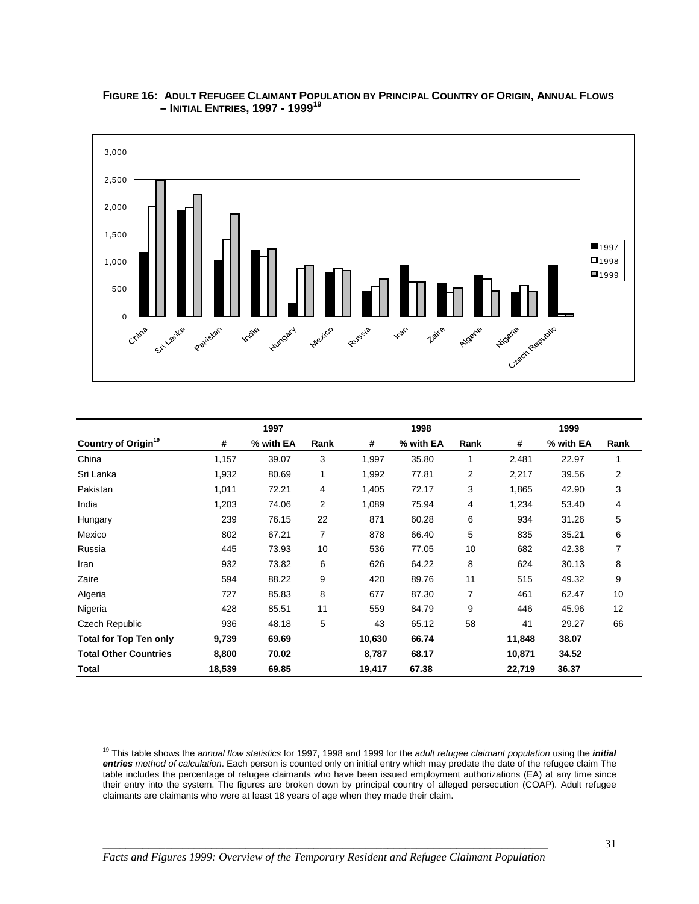**FIGURE 16: ADULT REFUGEE CLAIMANT POPULATION BY PRINCIPAL COUNTRY OF ORIGIN, ANNUAL FLOWS – INITIAL ENTRIES, 1997 - 1999[19]**

| | 1997 | | | 1998 | | | 1999 | | |
|---|---|---|---|---|---|---|---|---|---|
| **Country of Origin[19]** | **#** | **% with EA** | **Rank** | **#** | **% with EA** | **Rank** | **#** | **% with EA** | **Rank** |
| China | 1,157 | 39.07 | 3 | 1,997 | 35.80 | 1 | 2,481 | 22.97 | 1 |
| Sri Lanka | 1,932 | 80.69 | 1 | 1,992 | 77.81 | 2 | 2,217 | 39.56 | 2 |
| Pakistan | 1,011 | 72.21 | 4 | 1,405 | 72.17 | 3 | 1,865 | 42.90 | 3 |
| India | 1,203 | 74.06 | 2 | 1,089 | 75.94 | 4 | 1,234 | 53.40 | 4 |
| Hungary | 239 | 76.15 | 22 | 871 | 60.28 | 6 | 934 | 31.26 | 5 |
| Mexico | 802 | 67.21 | 7 | 878 | 66.40 | 5 | 835 | 35.21 | 6 |
| Russia | 445 | 73.93 | 10 | 536 | 77.05 | 10 | 682 | 42.38 | 7 |
| Iran | 932 | 73.82 | 6 | 626 | 64.22 | 8 | 624 | 30.13 | 8 |
| Zaire | 594 | 88.22 | 9 | 420 | 89.76 | 11 | 515 | 49.32 | 9 |
| Algeria | 727 | 85.83 | 8 | 677 | 87.30 | 7 | 461 | 62.47 | 10 |
| Nigeria | 428 | 85.51 | 11 | 559 | 84.79 | 9 | 446 | 45.96 | 12 |
| Czech Republic | 936 | 48.18 | 5 | 43 | 65.12 | 58 | 41 | 29.27 | 66 |
| **Total for Top Ten only** | **9,739** | **69.69** | | **10,630** | **66.74** | | **11,848** | **38.07** | |
| **Total Other Countries** | **8,800** | **70.02** | | **8,787** | **68.17** | | **10,871** | **34.52** | |
| **Total** | **18,539** | **69.85** | | **19,417** | **67.38** | | **22,719** | **36.37** | |

[19] This table shows the *annual flow statistics* for 1997, 1998 and 1999 for the *adult refugee claimant population* using the ***initial entries*** *method of calculation*. Each person is counted only on initial entry which may predate the date of the refugee claim The table includes the percentage of refugee claimants who have been issued employment authorizations (EA) at any time since their entry into the system. The figures are broken down by principal country of alleged persecution (COAP). Adult refugee claimants are claimants who were at least 18 years of age when they made their claim.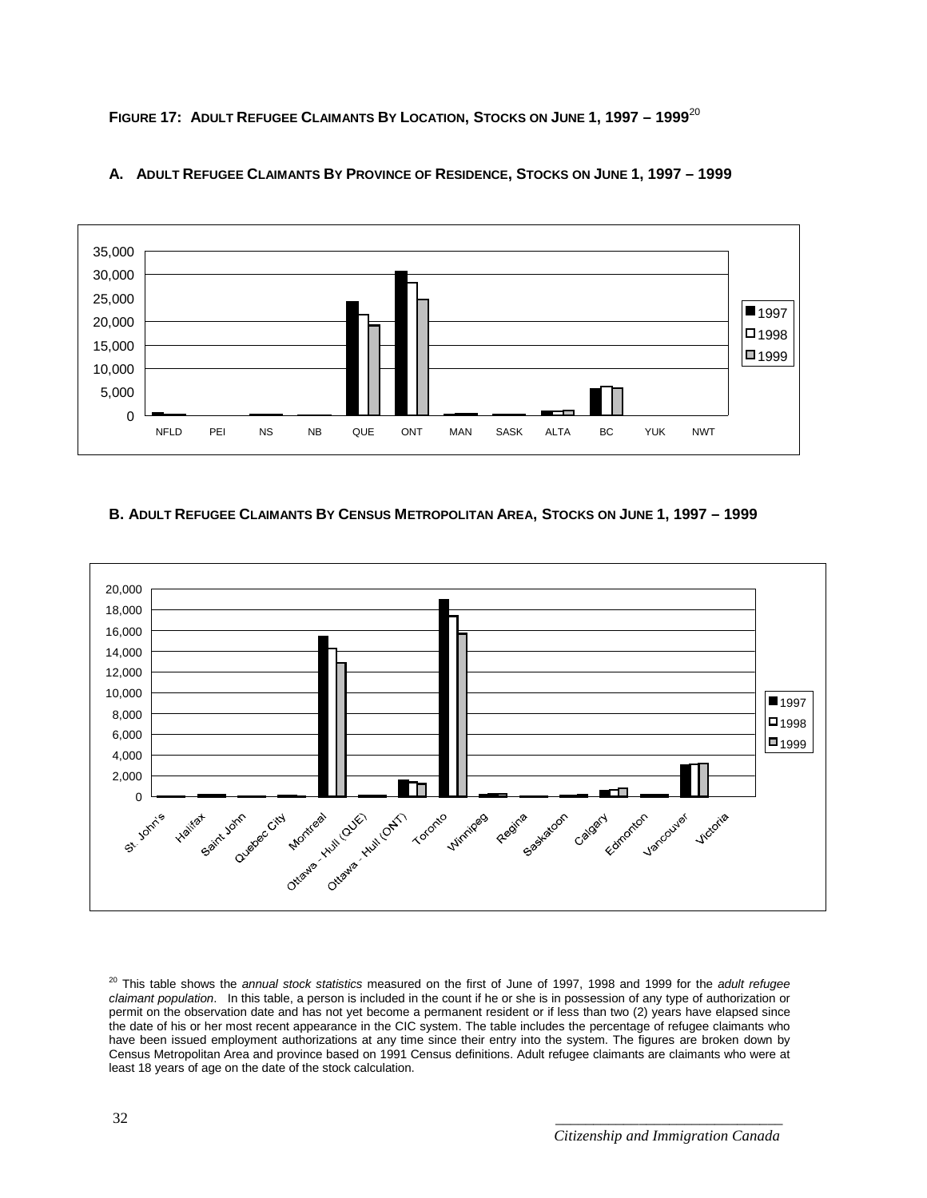**FIGURE 17: ADULT REFUGEE CLAIMANTS BY LOCATION, STOCKS ON JUNE 1, 1997 – 1999**[20]

**A. ADULT REFUGEE CLAIMANTS BY PROVINCE OF RESIDENCE, STOCKS ON JUNE 1, 1997 – 1999**

**B. ADULT REFUGEE CLAIMANTS BY CENSUS METROPOLITAN AREA, STOCKS ON JUNE 1, 1997 – 1999**

[20] This table shows the *annual stock statistics* measured on the first of June of 1997, 1998 and 1999 for the *adult refugee claimant population*. In this table, a person is included in the count if he or she is in possession of any type of authorization or permit on the observation date and has not yet become a permanent resident or if less than two (2) years have elapsed since the date of his or her most recent appearance in the CIC system. The table includes the percentage of refugee claimants who have been issued employment authorizations at any time since their entry into the system. The figures are broken down by Census Metropolitan Area and province based on 1991 Census definitions. Adult refugee claimants are claimants who were at least 18 years of age on the date of the stock calculation.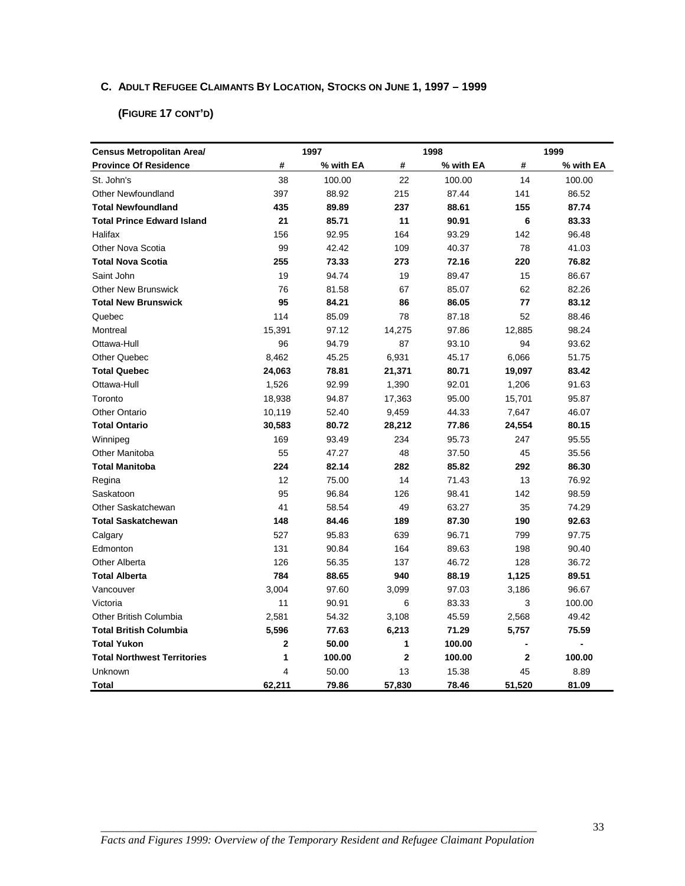### C. Adult Refugee Claimants By Location, Stocks on June 1, 1997 – 1999

**(Figure 17 cont'd)**

| Census Metropolitan Area/ | 1997 | | 1998 | | 1999 | |
|---|---|---|---|---|---|---|
| Province Of Residence | # | % with EA | # | % with EA | # | % with EA |
| St. John's | 38 | 100.00 | 22 | 100.00 | 14 | 100.00 |
| Other Newfoundland | 397 | 88.92 | 215 | 87.44 | 141 | 86.52 |
| **Total Newfoundland** | **435** | **89.89** | **237** | **88.61** | **155** | **87.74** |
| **Total Prince Edward Island** | **21** | **85.71** | **11** | **90.91** | **6** | **83.33** |
| Halifax | 156 | 92.95 | 164 | 93.29 | 142 | 96.48 |
| Other Nova Scotia | 99 | 42.42 | 109 | 40.37 | 78 | 41.03 |
| **Total Nova Scotia** | **255** | **73.33** | **273** | **72.16** | **220** | **76.82** |
| Saint John | 19 | 94.74 | 19 | 89.47 | 15 | 86.67 |
| Other New Brunswick | 76 | 81.58 | 67 | 85.07 | 62 | 82.26 |
| **Total New Brunswick** | **95** | **84.21** | **86** | **86.05** | **77** | **83.12** |
| Quebec | 114 | 85.09 | 78 | 87.18 | 52 | 88.46 |
| Montreal | 15,391 | 97.12 | 14,275 | 97.86 | 12,885 | 98.24 |
| Ottawa-Hull | 96 | 94.79 | 87 | 93.10 | 94 | 93.62 |
| Other Quebec | 8,462 | 45.25 | 6,931 | 45.17 | 6,066 | 51.75 |
| **Total Quebec** | **24,063** | **78.81** | **21,371** | **80.71** | **19,097** | **83.42** |
| Ottawa-Hull | 1,526 | 92.99 | 1,390 | 92.01 | 1,206 | 91.63 |
| Toronto | 18,938 | 94.87 | 17,363 | 95.00 | 15,701 | 95.87 |
| Other Ontario | 10,119 | 52.40 | 9,459 | 44.33 | 7,647 | 46.07 |
| **Total Ontario** | **30,583** | **80.72** | **28,212** | **77.86** | **24,554** | **80.15** |
| Winnipeg | 169 | 93.49 | 234 | 95.73 | 247 | 95.55 |
| Other Manitoba | 55 | 47.27 | 48 | 37.50 | 45 | 35.56 |
| **Total Manitoba** | **224** | **82.14** | **282** | **85.82** | **292** | **86.30** |
| Regina | 12 | 75.00 | 14 | 71.43 | 13 | 76.92 |
| Saskatoon | 95 | 96.84 | 126 | 98.41 | 142 | 98.59 |
| Other Saskatchewan | 41 | 58.54 | 49 | 63.27 | 35 | 74.29 |
| **Total Saskatchewan** | **148** | **84.46** | **189** | **87.30** | **190** | **92.63** |
| Calgary | 527 | 95.83 | 639 | 96.71 | 799 | 97.75 |
| Edmonton | 131 | 90.84 | 164 | 89.63 | 198 | 90.40 |
| Other Alberta | 126 | 56.35 | 137 | 46.72 | 128 | 36.72 |
| **Total Alberta** | **784** | **88.65** | **940** | **88.19** | **1,125** | **89.51** |
| Vancouver | 3,004 | 97.60 | 3,099 | 97.03 | 3,186 | 96.67 |
| Victoria | 11 | 90.91 | 6 | 83.33 | 3 | 100.00 |
| Other British Columbia | 2,581 | 54.32 | 3,108 | 45.59 | 2,568 | 49.42 |
| **Total British Columbia** | **5,596** | **77.63** | **6,213** | **71.29** | **5,757** | **75.59** |
| **Total Yukon** | **2** | **50.00** | **1** | **100.00** | **-** | **-** |
| **Total Northwest Territories** | **1** | **100.00** | **2** | **100.00** | **2** | **100.00** |
| Unknown | 4 | 50.00 | 13 | 15.38 | 45 | 8.89 |
| **Total** | **62,211** | **79.86** | **57,830** | **78.46** | **51,520** | **81.09** |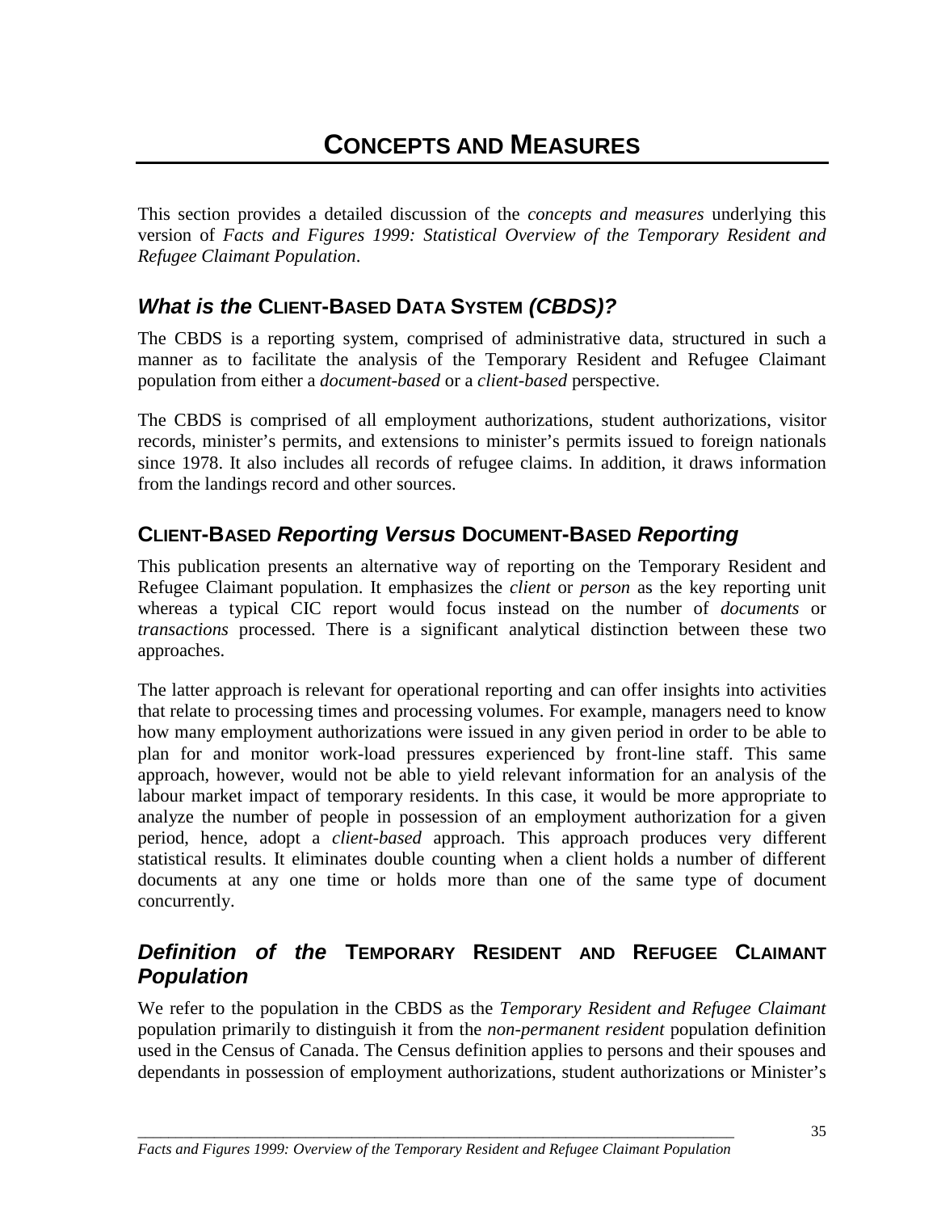# CONCEPTS AND MEASURES

This section provides a detailed discussion of the *concepts and measures* underlying this version of *Facts and Figures 1999: Statistical Overview of the Temporary Resident and Refugee Claimant Population*.

## *What is the* CLIENT-BASED DATA SYSTEM *(CBDS)?*

The CBDS is a reporting system, comprised of administrative data, structured in such a manner as to facilitate the analysis of the Temporary Resident and Refugee Claimant population from either a *document-based* or a *client-based* perspective.

The CBDS is comprised of all employment authorizations, student authorizations, visitor records, minister's permits, and extensions to minister's permits issued to foreign nationals since 1978. It also includes all records of refugee claims. In addition, it draws information from the landings record and other sources.

## CLIENT-BASED *Reporting Versus* DOCUMENT-BASED *Reporting*

This publication presents an alternative way of reporting on the Temporary Resident and Refugee Claimant population. It emphasizes the *client* or *person* as the key reporting unit whereas a typical CIC report would focus instead on the number of *documents* or *transactions* processed. There is a significant analytical distinction between these two approaches.

The latter approach is relevant for operational reporting and can offer insights into activities that relate to processing times and processing volumes. For example, managers need to know how many employment authorizations were issued in any given period in order to be able to plan for and monitor work-load pressures experienced by front-line staff. This same approach, however, would not be able to yield relevant information for an analysis of the labour market impact of temporary residents. In this case, it would be more appropriate to analyze the number of people in possession of an employment authorization for a given period, hence, adopt a *client-based* approach. This approach produces very different statistical results. It eliminates double counting when a client holds a number of different documents at any one time or holds more than one of the same type of document concurrently.

## *Definition of the* TEMPORARY RESIDENT AND REFUGEE CLAIMANT *Population*

We refer to the population in the CBDS as the *Temporary Resident and Refugee Claimant* population primarily to distinguish it from the *non-permanent resident* population definition used in the Census of Canada. The Census definition applies to persons and their spouses and dependants in possession of employment authorizations, student authorizations or Minister's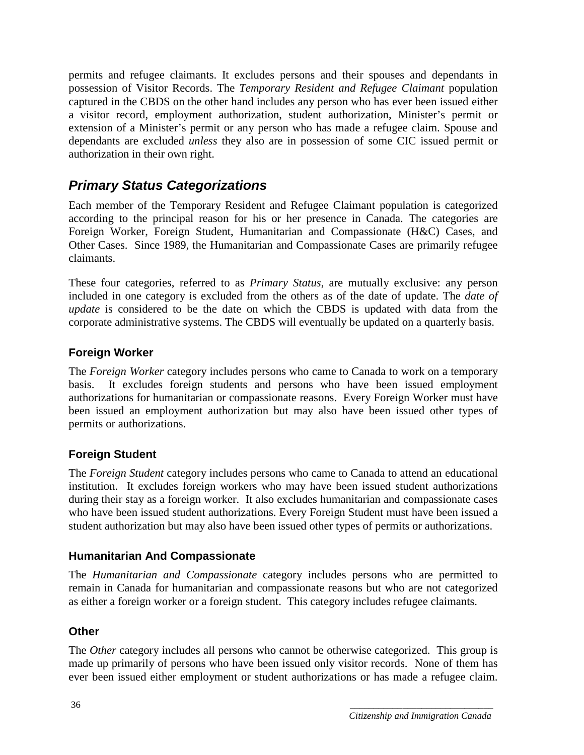permits and refugee claimants. It excludes persons and their spouses and dependants in possession of Visitor Records. The *Temporary Resident and Refugee Claimant* population captured in the CBDS on the other hand includes any person who has ever been issued either a visitor record, employment authorization, student authorization, Minister's permit or extension of a Minister's permit or any person who has made a refugee claim. Spouse and dependants are excluded *unless* they also are in possession of some CIC issued permit or authorization in their own right.

## *Primary Status Categorizations*

Each member of the Temporary Resident and Refugee Claimant population is categorized according to the principal reason for his or her presence in Canada. The categories are Foreign Worker, Foreign Student, Humanitarian and Compassionate (H&C) Cases, and Other Cases. Since 1989, the Humanitarian and Compassionate Cases are primarily refugee claimants.

These four categories, referred to as *Primary Status*, are mutually exclusive: any person included in one category is excluded from the others as of the date of update. The *date of update* is considered to be the date on which the CBDS is updated with data from the corporate administrative systems. The CBDS will eventually be updated on a quarterly basis.

### Foreign Worker

The *Foreign Worker* category includes persons who came to Canada to work on a temporary basis. It excludes foreign students and persons who have been issued employment authorizations for humanitarian or compassionate reasons. Every Foreign Worker must have been issued an employment authorization but may also have been issued other types of permits or authorizations.

### Foreign Student

The *Foreign Student* category includes persons who came to Canada to attend an educational institution. It excludes foreign workers who may have been issued student authorizations during their stay as a foreign worker. It also excludes humanitarian and compassionate cases who have been issued student authorizations. Every Foreign Student must have been issued a student authorization but may also have been issued other types of permits or authorizations.

### Humanitarian And Compassionate

The *Humanitarian and Compassionate* category includes persons who are permitted to remain in Canada for humanitarian and compassionate reasons but who are not categorized as either a foreign worker or a foreign student. This category includes refugee claimants.

### Other

The *Other* category includes all persons who cannot be otherwise categorized. This group is made up primarily of persons who have been issued only visitor records. None of them has ever been issued either employment or student authorizations or has made a refugee claim.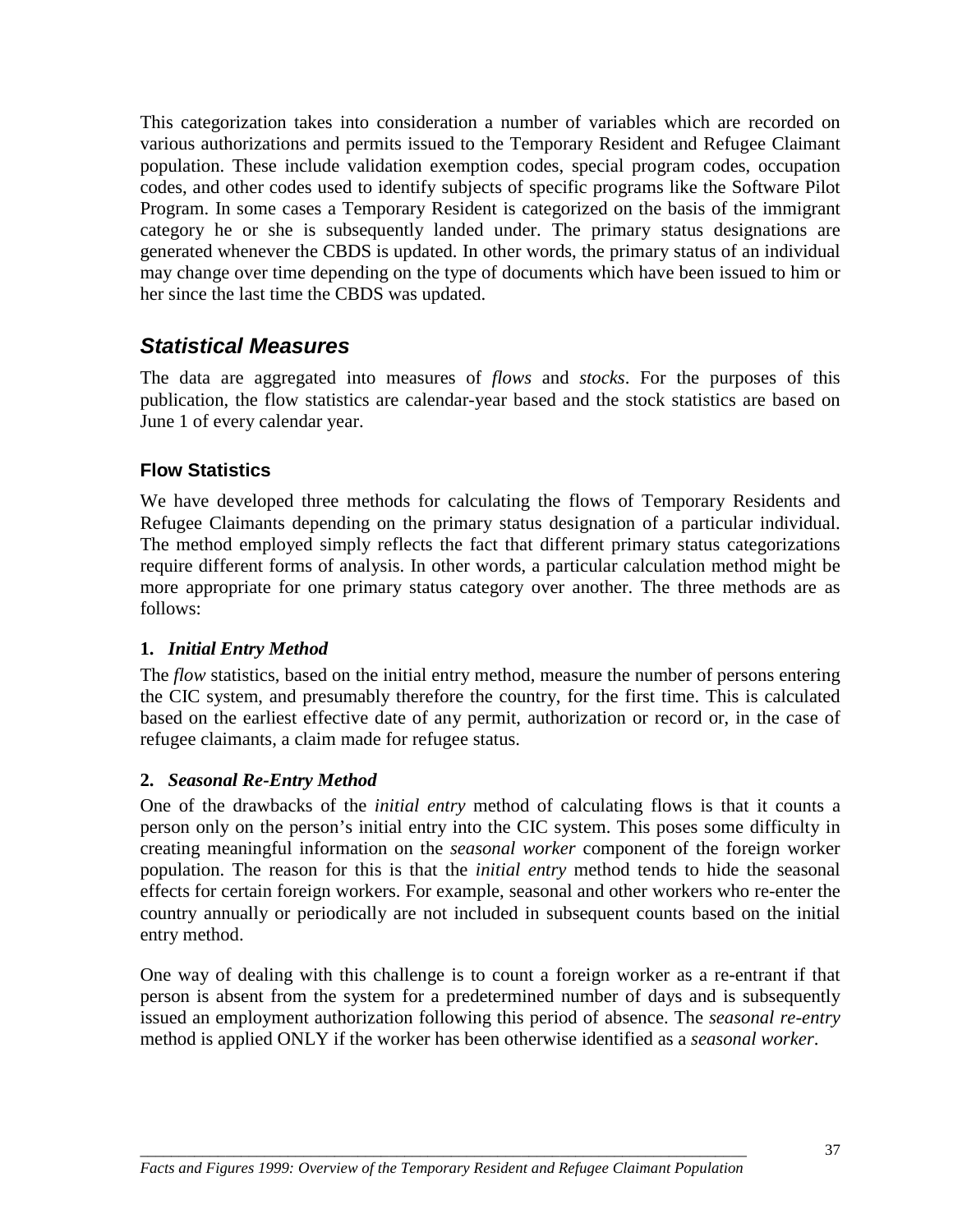This categorization takes into consideration a number of variables which are recorded on various authorizations and permits issued to the Temporary Resident and Refugee Claimant population. These include validation exemption codes, special program codes, occupation codes, and other codes used to identify subjects of specific programs like the Software Pilot Program. In some cases a Temporary Resident is categorized on the basis of the immigrant category he or she is subsequently landed under. The primary status designations are generated whenever the CBDS is updated. In other words, the primary status of an individual may change over time depending on the type of documents which have been issued to him or her since the last time the CBDS was updated.

## *Statistical Measures*

The data are aggregated into measures of *flows* and *stocks*. For the purposes of this publication, the flow statistics are calendar-year based and the stock statistics are based on June 1 of every calendar year.

### Flow Statistics

We have developed three methods for calculating the flows of Temporary Residents and Refugee Claimants depending on the primary status designation of a particular individual. The method employed simply reflects the fact that different primary status categorizations require different forms of analysis. In other words, a particular calculation method might be more appropriate for one primary status category over another. The three methods are as follows:

#### 1. *Initial Entry Method*

The *flow* statistics, based on the initial entry method, measure the number of persons entering the CIC system, and presumably therefore the country, for the first time. This is calculated based on the earliest effective date of any permit, authorization or record or, in the case of refugee claimants, a claim made for refugee status.

#### 2. *Seasonal Re-Entry Method*

One of the drawbacks of the *initial entry* method of calculating flows is that it counts a person only on the person's initial entry into the CIC system. This poses some difficulty in creating meaningful information on the *seasonal worker* component of the foreign worker population. The reason for this is that the *initial entry* method tends to hide the seasonal effects for certain foreign workers. For example, seasonal and other workers who re-enter the country annually or periodically are not included in subsequent counts based on the initial entry method.

One way of dealing with this challenge is to count a foreign worker as a re-entrant if that person is absent from the system for a predetermined number of days and is subsequently issued an employment authorization following this period of absence. The *seasonal re-entry* method is applied ONLY if the worker has been otherwise identified as a *seasonal worker*.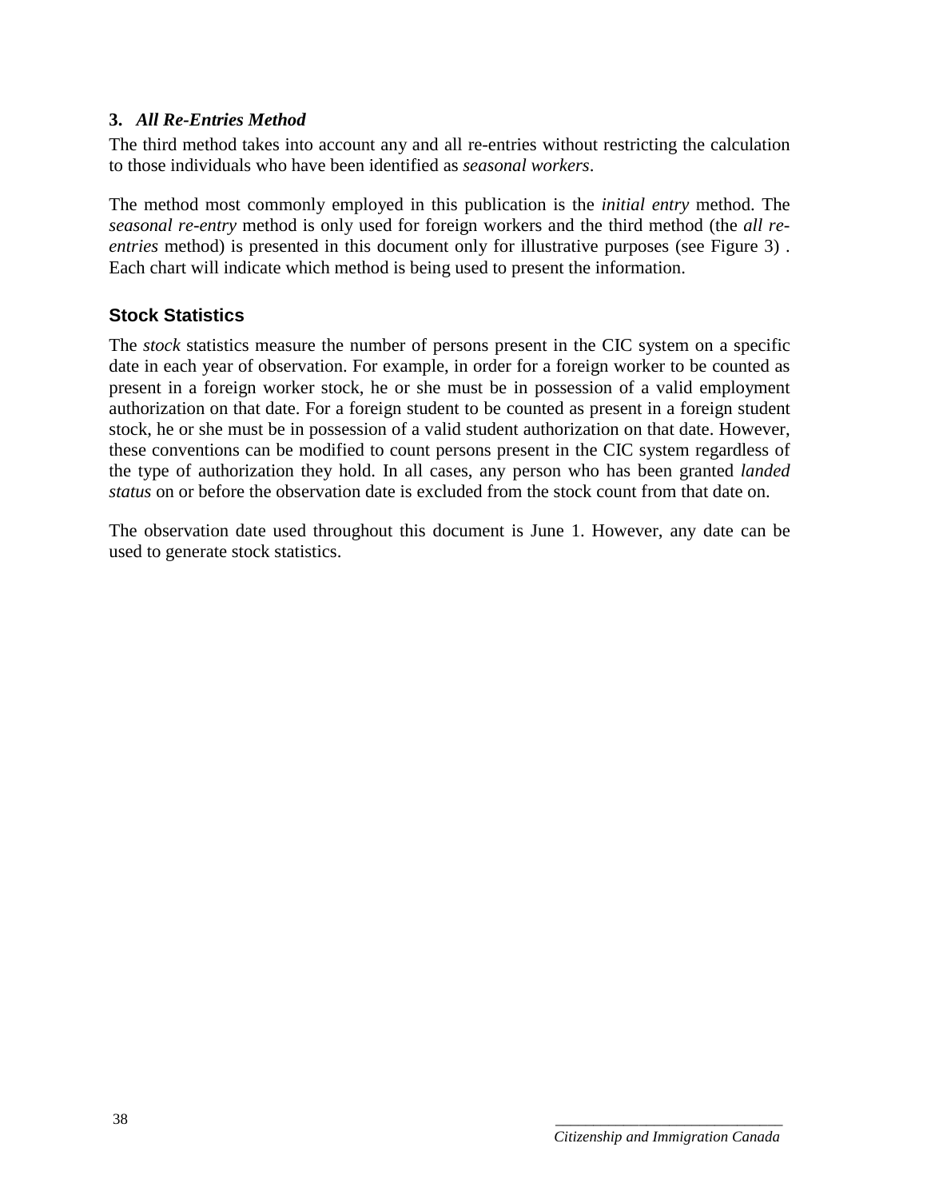### 3. *All Re-Entries Method*

The third method takes into account any and all re-entries without restricting the calculation to those individuals who have been identified as *seasonal workers*.

The method most commonly employed in this publication is the *initial entry* method. The *seasonal re-entry* method is only used for foreign workers and the third method (the *all re-entries* method) is presented in this document only for illustrative purposes (see Figure 3) . Each chart will indicate which method is being used to present the information.

## Stock Statistics

The *stock* statistics measure the number of persons present in the CIC system on a specific date in each year of observation. For example, in order for a foreign worker to be counted as present in a foreign worker stock, he or she must be in possession of a valid employment authorization on that date. For a foreign student to be counted as present in a foreign student stock, he or she must be in possession of a valid student authorization on that date. However, these conventions can be modified to count persons present in the CIC system regardless of the type of authorization they hold. In all cases, any person who has been granted *landed status* on or before the observation date is excluded from the stock count from that date on.

The observation date used throughout this document is June 1. However, any date can be used to generate stock statistics.